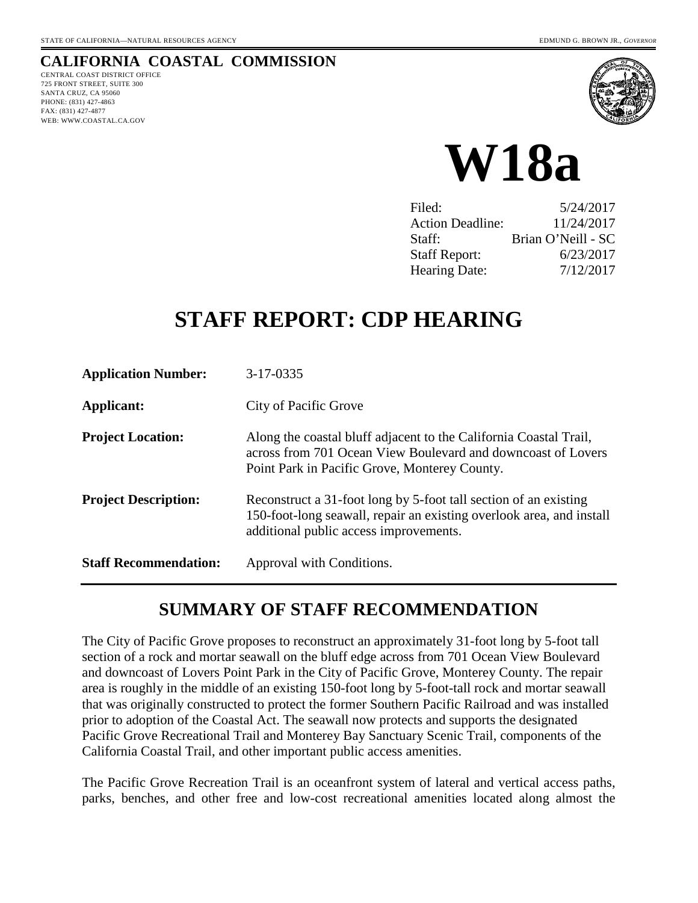STATE OF CALIFORNIA—NATURAL RESOURCES AGENCY EDMUND G. BROWN JR., *GOVERNOR*

**CALIFORNIA COASTAL COMMISSION**

CENTRAL COAST DISTRICT OFFICE
725 FRONT STREET, SUITE 300
SANTA CRUZ, CA 95060
PHONE: (831) 427-4863
FAX: (831) 427-4877
WEB: WWW.COASTAL.CA.GOV

# W18a

| | |
|---|---|
| Filed: | 5/24/2017 |
| Action Deadline: | 11/24/2017 |
| Staff: | Brian O'Neill - SC |
| Staff Report: | 6/23/2017 |
| Hearing Date: | 7/12/2017 |

# STAFF REPORT: CDP HEARING

**Application Number:** 3-17-0335

**Applicant:** City of Pacific Grove

**Project Location:** Along the coastal bluff adjacent to the California Coastal Trail, across from 701 Ocean View Boulevard and downcoast of Lovers Point Park in Pacific Grove, Monterey County.

**Project Description:** Reconstruct a 31-foot long by 5-foot tall section of an existing 150-foot-long seawall, repair an existing overlook area, and install additional public access improvements.

**Staff Recommendation:** Approval with Conditions.

## SUMMARY OF STAFF RECOMMENDATION

The City of Pacific Grove proposes to reconstruct an approximately 31-foot long by 5-foot tall section of a rock and mortar seawall on the bluff edge across from 701 Ocean View Boulevard and downcoast of Lovers Point Park in the City of Pacific Grove, Monterey County. The repair area is roughly in the middle of an existing 150-foot long by 5-foot-tall rock and mortar seawall that was originally constructed to protect the former Southern Pacific Railroad and was installed prior to adoption of the Coastal Act. The seawall now protects and supports the designated Pacific Grove Recreational Trail and Monterey Bay Sanctuary Scenic Trail, components of the California Coastal Trail, and other important public access amenities.

The Pacific Grove Recreation Trail is an oceanfront system of lateral and vertical access paths, parks, benches, and other free and low-cost recreational amenities located along almost the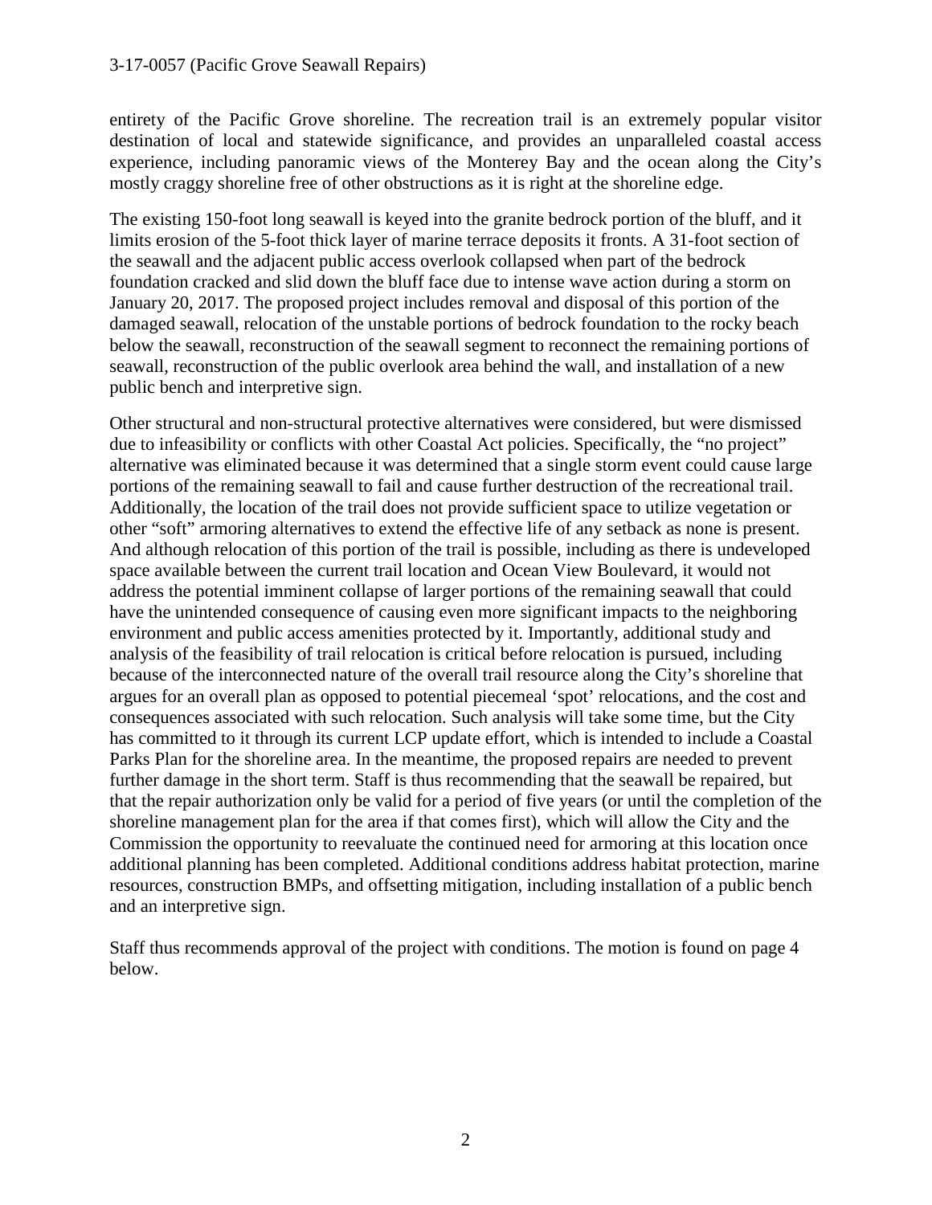entirety of the Pacific Grove shoreline. The recreation trail is an extremely popular visitor destination of local and statewide significance, and provides an unparalleled coastal access experience, including panoramic views of the Monterey Bay and the ocean along the City's mostly craggy shoreline free of other obstructions as it is right at the shoreline edge.

The existing 150-foot long seawall is keyed into the granite bedrock portion of the bluff, and it limits erosion of the 5-foot thick layer of marine terrace deposits it fronts. A 31-foot section of the seawall and the adjacent public access overlook collapsed when part of the bedrock foundation cracked and slid down the bluff face due to intense wave action during a storm on January 20, 2017. The proposed project includes removal and disposal of this portion of the damaged seawall, relocation of the unstable portions of bedrock foundation to the rocky beach below the seawall, reconstruction of the seawall segment to reconnect the remaining portions of seawall, reconstruction of the public overlook area behind the wall, and installation of a new public bench and interpretive sign.

Other structural and non-structural protective alternatives were considered, but were dismissed due to infeasibility or conflicts with other Coastal Act policies. Specifically, the "no project" alternative was eliminated because it was determined that a single storm event could cause large portions of the remaining seawall to fail and cause further destruction of the recreational trail. Additionally, the location of the trail does not provide sufficient space to utilize vegetation or other "soft" armoring alternatives to extend the effective life of any setback as none is present. And although relocation of this portion of the trail is possible, including as there is undeveloped space available between the current trail location and Ocean View Boulevard, it would not address the potential imminent collapse of larger portions of the remaining seawall that could have the unintended consequence of causing even more significant impacts to the neighboring environment and public access amenities protected by it. Importantly, additional study and analysis of the feasibility of trail relocation is critical before relocation is pursued, including because of the interconnected nature of the overall trail resource along the City's shoreline that argues for an overall plan as opposed to potential piecemeal 'spot' relocations, and the cost and consequences associated with such relocation. Such analysis will take some time, but the City has committed to it through its current LCP update effort, which is intended to include a Coastal Parks Plan for the shoreline area. In the meantime, the proposed repairs are needed to prevent further damage in the short term. Staff is thus recommending that the seawall be repaired, but that the repair authorization only be valid for a period of five years (or until the completion of the shoreline management plan for the area if that comes first), which will allow the City and the Commission the opportunity to reevaluate the continued need for armoring at this location once additional planning has been completed. Additional conditions address habitat protection, marine resources, construction BMPs, and offsetting mitigation, including installation of a public bench and an interpretive sign.

Staff thus recommends approval of the project with conditions. The motion is found on page 4 below.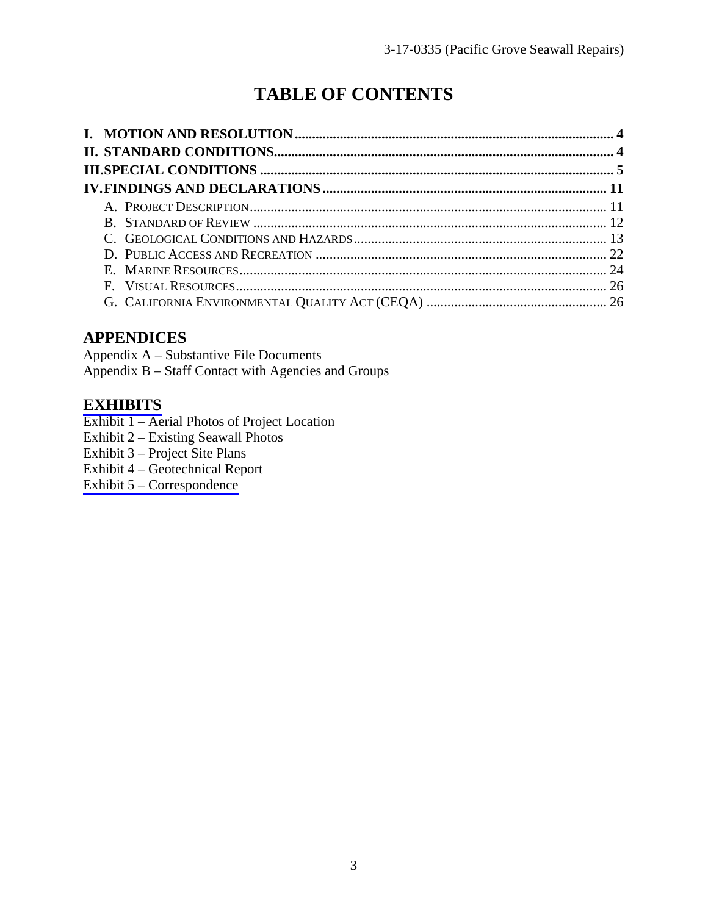# TABLE OF CONTENTS

**I. MOTION AND RESOLUTION** ........................................................................................ **4**
**II. STANDARD CONDITIONS** ........................................................................................ **4**
**III. SPECIAL CONDITIONS** ........................................................................................ **5**
**IV. FINDINGS AND DECLARATIONS** ........................................................................................ **11**

- A. PROJECT DESCRIPTION ........................................................................................ 11
- B. STANDARD OF REVIEW ........................................................................................ 12
- C. GEOLOGICAL CONDITIONS AND HAZARDS ........................................................................................ 13
- D. PUBLIC ACCESS AND RECREATION ........................................................................................ 22
- E. MARINE RESOURCES ........................................................................................ 24
- F. VISUAL RESOURCES ........................................................................................ 26
- G. CALIFORNIA ENVIRONMENTAL QUALITY ACT (CEQA) ........................................................................................ 26

## APPENDICES

Appendix A – Substantive File Documents
Appendix B – Staff Contact with Agencies and Groups

## EXHIBITS

Exhibit 1 – Aerial Photos of Project Location
Exhibit 2 – Existing Seawall Photos
Exhibit 3 – Project Site Plans
Exhibit 4 – Geotechnical Report
Exhibit 5 – Correspondence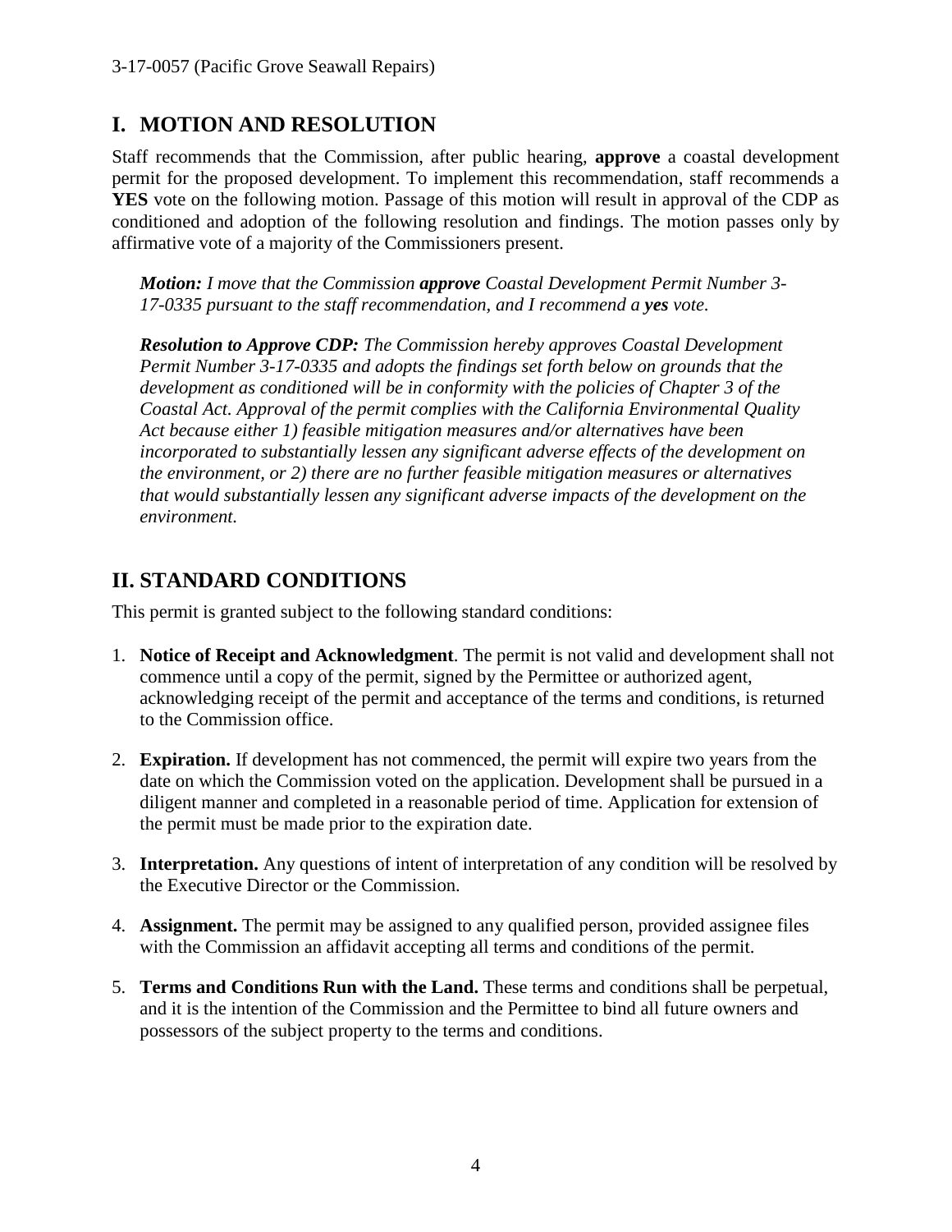## I. MOTION AND RESOLUTION

Staff recommends that the Commission, after public hearing, **approve** a coastal development permit for the proposed development. To implement this recommendation, staff recommends a **YES** vote on the following motion. Passage of this motion will result in approval of the CDP as conditioned and adoption of the following resolution and findings. The motion passes only by affirmative vote of a majority of the Commissioners present.

> ***Motion:*** *I move that the Commission* ***approve*** *Coastal Development Permit Number 3-17-0335 pursuant to the staff recommendation, and I recommend a* ***yes*** *vote.*
>
> ***Resolution to Approve CDP:*** *The Commission hereby approves Coastal Development Permit Number 3-17-0335 and adopts the findings set forth below on grounds that the development as conditioned will be in conformity with the policies of Chapter 3 of the Coastal Act. Approval of the permit complies with the California Environmental Quality Act because either 1) feasible mitigation measures and/or alternatives have been incorporated to substantially lessen any significant adverse effects of the development on the environment, or 2) there are no further feasible mitigation measures or alternatives that would substantially lessen any significant adverse impacts of the development on the environment.*

## II. STANDARD CONDITIONS

This permit is granted subject to the following standard conditions:

1. **Notice of Receipt and Acknowledgment**. The permit is not valid and development shall not commence until a copy of the permit, signed by the Permittee or authorized agent, acknowledging receipt of the permit and acceptance of the terms and conditions, is returned to the Commission office.

2. **Expiration.** If development has not commenced, the permit will expire two years from the date on which the Commission voted on the application. Development shall be pursued in a diligent manner and completed in a reasonable period of time. Application for extension of the permit must be made prior to the expiration date.

3. **Interpretation.** Any questions of intent of interpretation of any condition will be resolved by the Executive Director or the Commission.

4. **Assignment.** The permit may be assigned to any qualified person, provided assignee files with the Commission an affidavit accepting all terms and conditions of the permit.

5. **Terms and Conditions Run with the Land.** These terms and conditions shall be perpetual, and it is the intention of the Commission and the Permittee to bind all future owners and possessors of the subject property to the terms and conditions.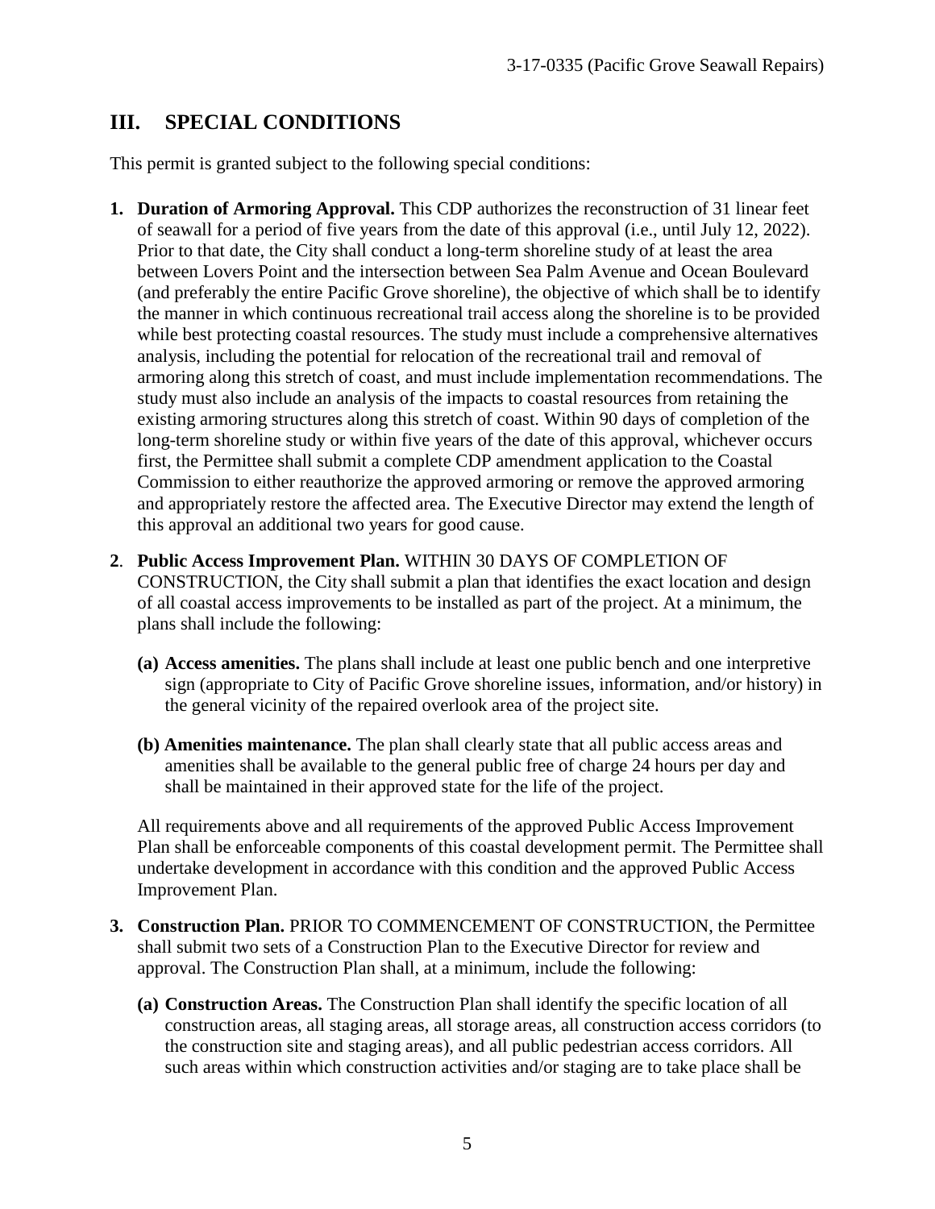## III. SPECIAL CONDITIONS

This permit is granted subject to the following special conditions:

1. **Duration of Armoring Approval.** This CDP authorizes the reconstruction of 31 linear feet of seawall for a period of five years from the date of this approval (i.e., until July 12, 2022). Prior to that date, the City shall conduct a long-term shoreline study of at least the area between Lovers Point and the intersection between Sea Palm Avenue and Ocean Boulevard (and preferably the entire Pacific Grove shoreline), the objective of which shall be to identify the manner in which continuous recreational trail access along the shoreline is to be provided while best protecting coastal resources. The study must include a comprehensive alternatives analysis, including the potential for relocation of the recreational trail and removal of armoring along this stretch of coast, and must include implementation recommendations. The study must also include an analysis of the impacts to coastal resources from retaining the existing armoring structures along this stretch of coast. Within 90 days of completion of the long-term shoreline study or within five years of the date of this approval, whichever occurs first, the Permittee shall submit a complete CDP amendment application to the Coastal Commission to either reauthorize the approved armoring or remove the approved armoring and appropriately restore the affected area. The Executive Director may extend the length of this approval an additional two years for good cause.

2. **Public Access Improvement Plan.** WITHIN 30 DAYS OF COMPLETION OF CONSTRUCTION, the City shall submit a plan that identifies the exact location and design of all coastal access improvements to be installed as part of the project. At a minimum, the plans shall include the following:

   **(a) Access amenities.** The plans shall include at least one public bench and one interpretive sign (appropriate to City of Pacific Grove shoreline issues, information, and/or history) in the general vicinity of the repaired overlook area of the project site.

   **(b) Amenities maintenance.** The plan shall clearly state that all public access areas and amenities shall be available to the general public free of charge 24 hours per day and shall be maintained in their approved state for the life of the project.

   All requirements above and all requirements of the approved Public Access Improvement Plan shall be enforceable components of this coastal development permit. The Permittee shall undertake development in accordance with this condition and the approved Public Access Improvement Plan.

3. **Construction Plan.** PRIOR TO COMMENCEMENT OF CONSTRUCTION, the Permittee shall submit two sets of a Construction Plan to the Executive Director for review and approval. The Construction Plan shall, at a minimum, include the following:

   **(a) Construction Areas.** The Construction Plan shall identify the specific location of all construction areas, all staging areas, all storage areas, all construction access corridors (to the construction site and staging areas), and all public pedestrian access corridors. All such areas within which construction activities and/or staging are to take place shall be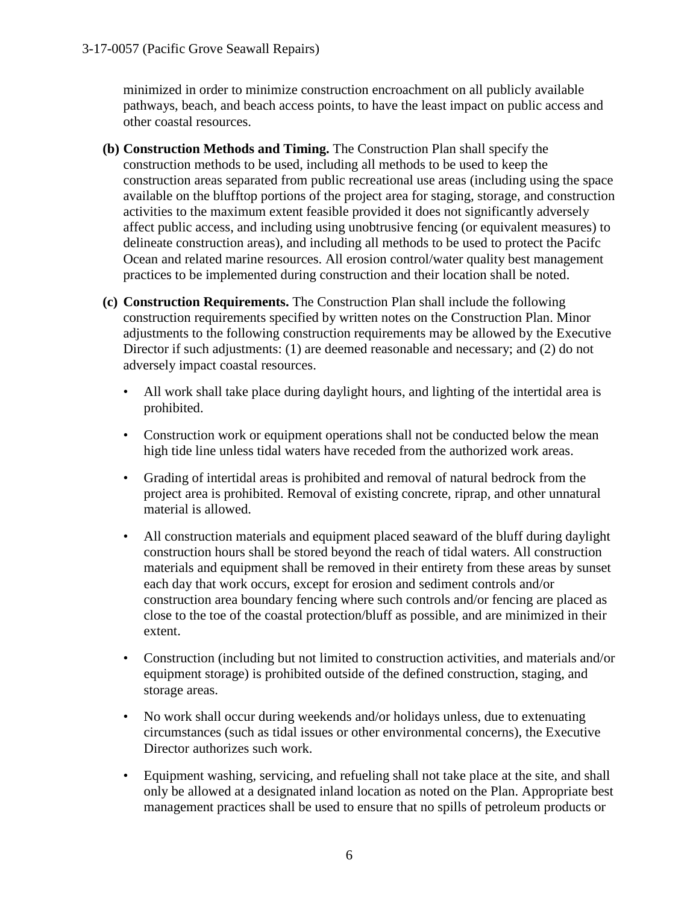minimized in order to minimize construction encroachment on all publicly available pathways, beach, and beach access points, to have the least impact on public access and other coastal resources.

**(b) Construction Methods and Timing.** The Construction Plan shall specify the construction methods to be used, including all methods to be used to keep the construction areas separated from public recreational use areas (including using the space available on the blufftop portions of the project area for staging, storage, and construction activities to the maximum extent feasible provided it does not significantly adversely affect public access, and including using unobtrusive fencing (or equivalent measures) to delineate construction areas), and including all methods to be used to protect the Pacifc Ocean and related marine resources. All erosion control/water quality best management practices to be implemented during construction and their location shall be noted.

**(c) Construction Requirements.** The Construction Plan shall include the following construction requirements specified by written notes on the Construction Plan. Minor adjustments to the following construction requirements may be allowed by the Executive Director if such adjustments: (1) are deemed reasonable and necessary; and (2) do not adversely impact coastal resources.

- All work shall take place during daylight hours, and lighting of the intertidal area is prohibited.
- Construction work or equipment operations shall not be conducted below the mean high tide line unless tidal waters have receded from the authorized work areas.
- Grading of intertidal areas is prohibited and removal of natural bedrock from the project area is prohibited. Removal of existing concrete, riprap, and other unnatural material is allowed.
- All construction materials and equipment placed seaward of the bluff during daylight construction hours shall be stored beyond the reach of tidal waters. All construction materials and equipment shall be removed in their entirety from these areas by sunset each day that work occurs, except for erosion and sediment controls and/or construction area boundary fencing where such controls and/or fencing are placed as close to the toe of the coastal protection/bluff as possible, and are minimized in their extent.
- Construction (including but not limited to construction activities, and materials and/or equipment storage) is prohibited outside of the defined construction, staging, and storage areas.
- No work shall occur during weekends and/or holidays unless, due to extenuating circumstances (such as tidal issues or other environmental concerns), the Executive Director authorizes such work.
- Equipment washing, servicing, and refueling shall not take place at the site, and shall only be allowed at a designated inland location as noted on the Plan. Appropriate best management practices shall be used to ensure that no spills of petroleum products or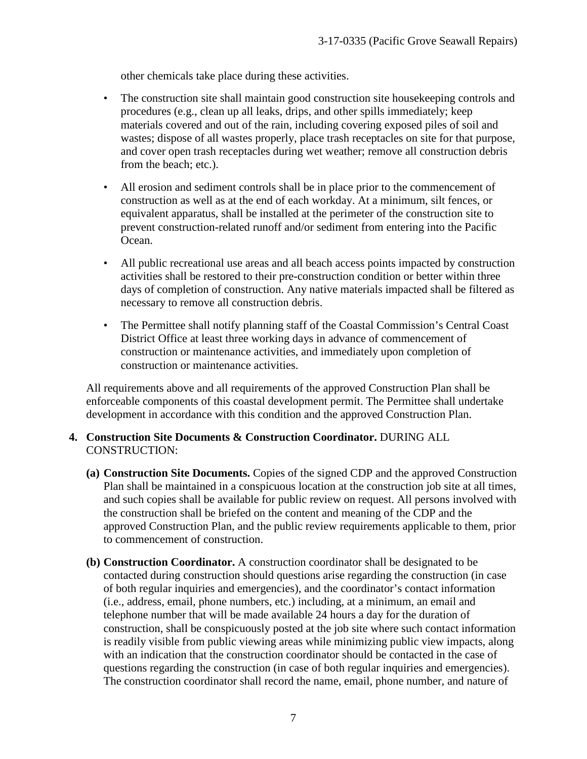other chemicals take place during these activities.

- The construction site shall maintain good construction site housekeeping controls and procedures (e.g., clean up all leaks, drips, and other spills immediately; keep materials covered and out of the rain, including covering exposed piles of soil and wastes; dispose of all wastes properly, place trash receptacles on site for that purpose, and cover open trash receptacles during wet weather; remove all construction debris from the beach; etc.).

- All erosion and sediment controls shall be in place prior to the commencement of construction as well as at the end of each workday. At a minimum, silt fences, or equivalent apparatus, shall be installed at the perimeter of the construction site to prevent construction-related runoff and/or sediment from entering into the Pacific Ocean.

- All public recreational use areas and all beach access points impacted by construction activities shall be restored to their pre-construction condition or better within three days of completion of construction. Any native materials impacted shall be filtered as necessary to remove all construction debris.

- The Permittee shall notify planning staff of the Coastal Commission's Central Coast District Office at least three working days in advance of commencement of construction or maintenance activities, and immediately upon completion of construction or maintenance activities.

All requirements above and all requirements of the approved Construction Plan shall be enforceable components of this coastal development permit. The Permittee shall undertake development in accordance with this condition and the approved Construction Plan.

**4. Construction Site Documents & Construction Coordinator.** DURING ALL CONSTRUCTION:

**(a) Construction Site Documents.** Copies of the signed CDP and the approved Construction Plan shall be maintained in a conspicuous location at the construction job site at all times, and such copies shall be available for public review on request. All persons involved with the construction shall be briefed on the content and meaning of the CDP and the approved Construction Plan, and the public review requirements applicable to them, prior to commencement of construction.

**(b) Construction Coordinator.** A construction coordinator shall be designated to be contacted during construction should questions arise regarding the construction (in case of both regular inquiries and emergencies), and the coordinator's contact information (i.e., address, email, phone numbers, etc.) including, at a minimum, an email and telephone number that will be made available 24 hours a day for the duration of construction, shall be conspicuously posted at the job site where such contact information is readily visible from public viewing areas while minimizing public view impacts, along with an indication that the construction coordinator should be contacted in the case of questions regarding the construction (in case of both regular inquiries and emergencies). The construction coordinator shall record the name, email, phone number, and nature of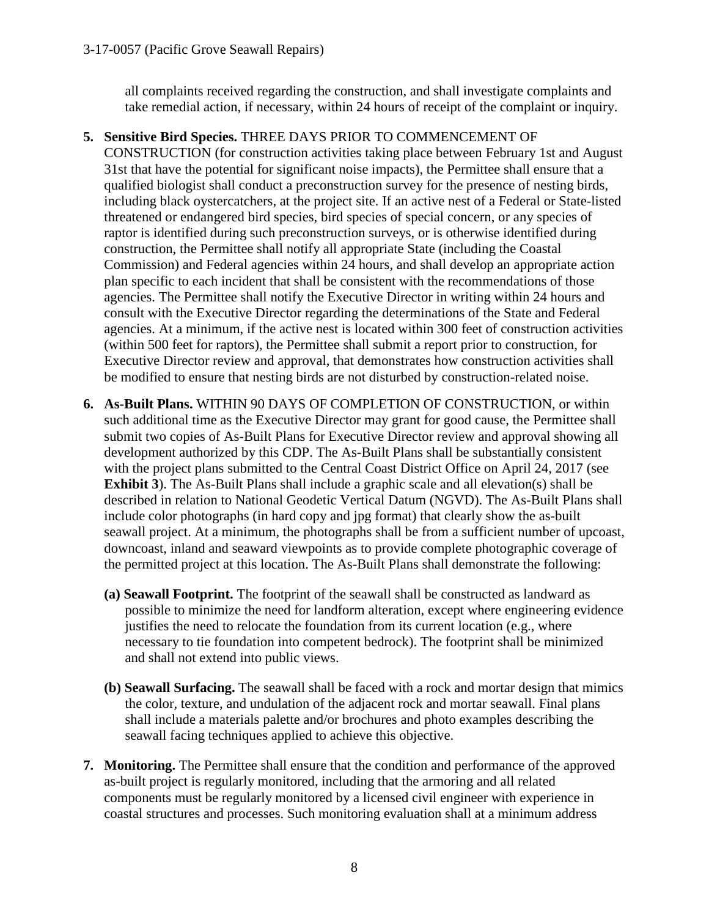all complaints received regarding the construction, and shall investigate complaints and take remedial action, if necessary, within 24 hours of receipt of the complaint or inquiry.

5. **Sensitive Bird Species.** THREE DAYS PRIOR TO COMMENCEMENT OF CONSTRUCTION (for construction activities taking place between February 1st and August 31st that have the potential for significant noise impacts), the Permittee shall ensure that a qualified biologist shall conduct a preconstruction survey for the presence of nesting birds, including black oystercatchers, at the project site. If an active nest of a Federal or State-listed threatened or endangered bird species, bird species of special concern, or any species of raptor is identified during such preconstruction surveys, or is otherwise identified during construction, the Permittee shall notify all appropriate State (including the Coastal Commission) and Federal agencies within 24 hours, and shall develop an appropriate action plan specific to each incident that shall be consistent with the recommendations of those agencies. The Permittee shall notify the Executive Director in writing within 24 hours and consult with the Executive Director regarding the determinations of the State and Federal agencies. At a minimum, if the active nest is located within 300 feet of construction activities (within 500 feet for raptors), the Permittee shall submit a report prior to construction, for Executive Director review and approval, that demonstrates how construction activities shall be modified to ensure that nesting birds are not disturbed by construction-related noise.

6. **As-Built Plans.** WITHIN 90 DAYS OF COMPLETION OF CONSTRUCTION, or within such additional time as the Executive Director may grant for good cause, the Permittee shall submit two copies of As-Built Plans for Executive Director review and approval showing all development authorized by this CDP. The As-Built Plans shall be substantially consistent with the project plans submitted to the Central Coast District Office on April 24, 2017 (see **Exhibit 3**). The As-Built Plans shall include a graphic scale and all elevation(s) shall be described in relation to National Geodetic Vertical Datum (NGVD). The As-Built Plans shall include color photographs (in hard copy and jpg format) that clearly show the as-built seawall project. At a minimum, the photographs shall be from a sufficient number of upcoast, downcoast, inland and seaward viewpoints as to provide complete photographic coverage of the permitted project at this location. The As-Built Plans shall demonstrate the following:

   **(a) Seawall Footprint.** The footprint of the seawall shall be constructed as landward as possible to minimize the need for landform alteration, except where engineering evidence justifies the need to relocate the foundation from its current location (e.g., where necessary to tie foundation into competent bedrock). The footprint shall be minimized and shall not extend into public views.

   **(b) Seawall Surfacing.** The seawall shall be faced with a rock and mortar design that mimics the color, texture, and undulation of the adjacent rock and mortar seawall. Final plans shall include a materials palette and/or brochures and photo examples describing the seawall facing techniques applied to achieve this objective.

7. **Monitoring.** The Permittee shall ensure that the condition and performance of the approved as-built project is regularly monitored, including that the armoring and all related components must be regularly monitored by a licensed civil engineer with experience in coastal structures and processes. Such monitoring evaluation shall at a minimum address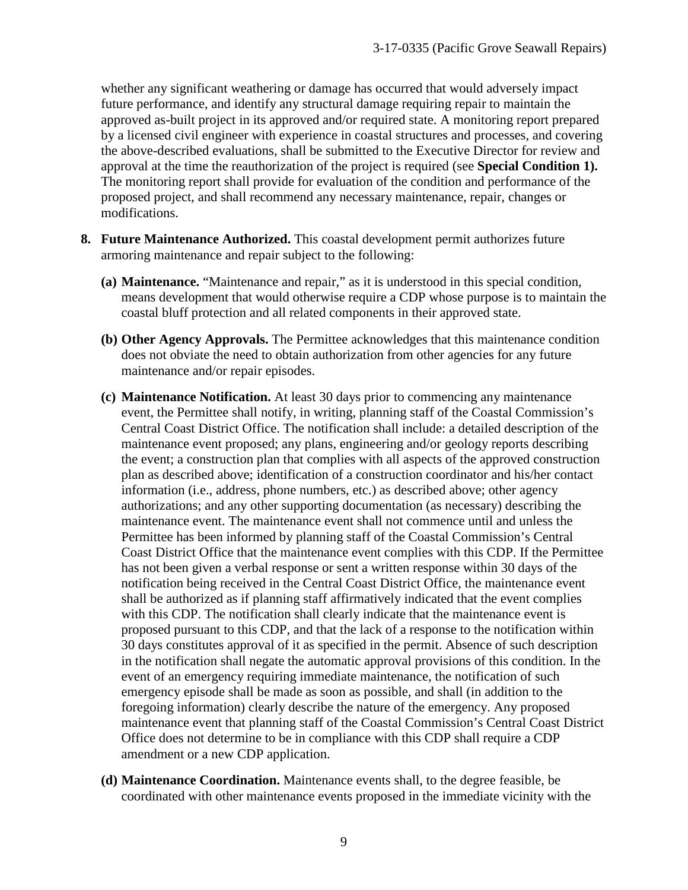whether any significant weathering or damage has occurred that would adversely impact future performance, and identify any structural damage requiring repair to maintain the approved as-built project in its approved and/or required state. A monitoring report prepared by a licensed civil engineer with experience in coastal structures and processes, and covering the above-described evaluations, shall be submitted to the Executive Director for review and approval at the time the reauthorization of the project is required (see **Special Condition 1).** The monitoring report shall provide for evaluation of the condition and performance of the proposed project, and shall recommend any necessary maintenance, repair, changes or modifications.

8. **Future Maintenance Authorized.** This coastal development permit authorizes future armoring maintenance and repair subject to the following:

   **(a) Maintenance.** "Maintenance and repair," as it is understood in this special condition, means development that would otherwise require a CDP whose purpose is to maintain the coastal bluff protection and all related components in their approved state.

   **(b) Other Agency Approvals.** The Permittee acknowledges that this maintenance condition does not obviate the need to obtain authorization from other agencies for any future maintenance and/or repair episodes.

   **(c) Maintenance Notification.** At least 30 days prior to commencing any maintenance event, the Permittee shall notify, in writing, planning staff of the Coastal Commission's Central Coast District Office. The notification shall include: a detailed description of the maintenance event proposed; any plans, engineering and/or geology reports describing the event; a construction plan that complies with all aspects of the approved construction plan as described above; identification of a construction coordinator and his/her contact information (i.e., address, phone numbers, etc.) as described above; other agency authorizations; and any other supporting documentation (as necessary) describing the maintenance event. The maintenance event shall not commence until and unless the Permittee has been informed by planning staff of the Coastal Commission's Central Coast District Office that the maintenance event complies with this CDP. If the Permittee has not been given a verbal response or sent a written response within 30 days of the notification being received in the Central Coast District Office, the maintenance event shall be authorized as if planning staff affirmatively indicated that the event complies with this CDP. The notification shall clearly indicate that the maintenance event is proposed pursuant to this CDP, and that the lack of a response to the notification within 30 days constitutes approval of it as specified in the permit. Absence of such description in the notification shall negate the automatic approval provisions of this condition. In the event of an emergency requiring immediate maintenance, the notification of such emergency episode shall be made as soon as possible, and shall (in addition to the foregoing information) clearly describe the nature of the emergency. Any proposed maintenance event that planning staff of the Coastal Commission's Central Coast District Office does not determine to be in compliance with this CDP shall require a CDP amendment or a new CDP application.

   **(d) Maintenance Coordination.** Maintenance events shall, to the degree feasible, be coordinated with other maintenance events proposed in the immediate vicinity with the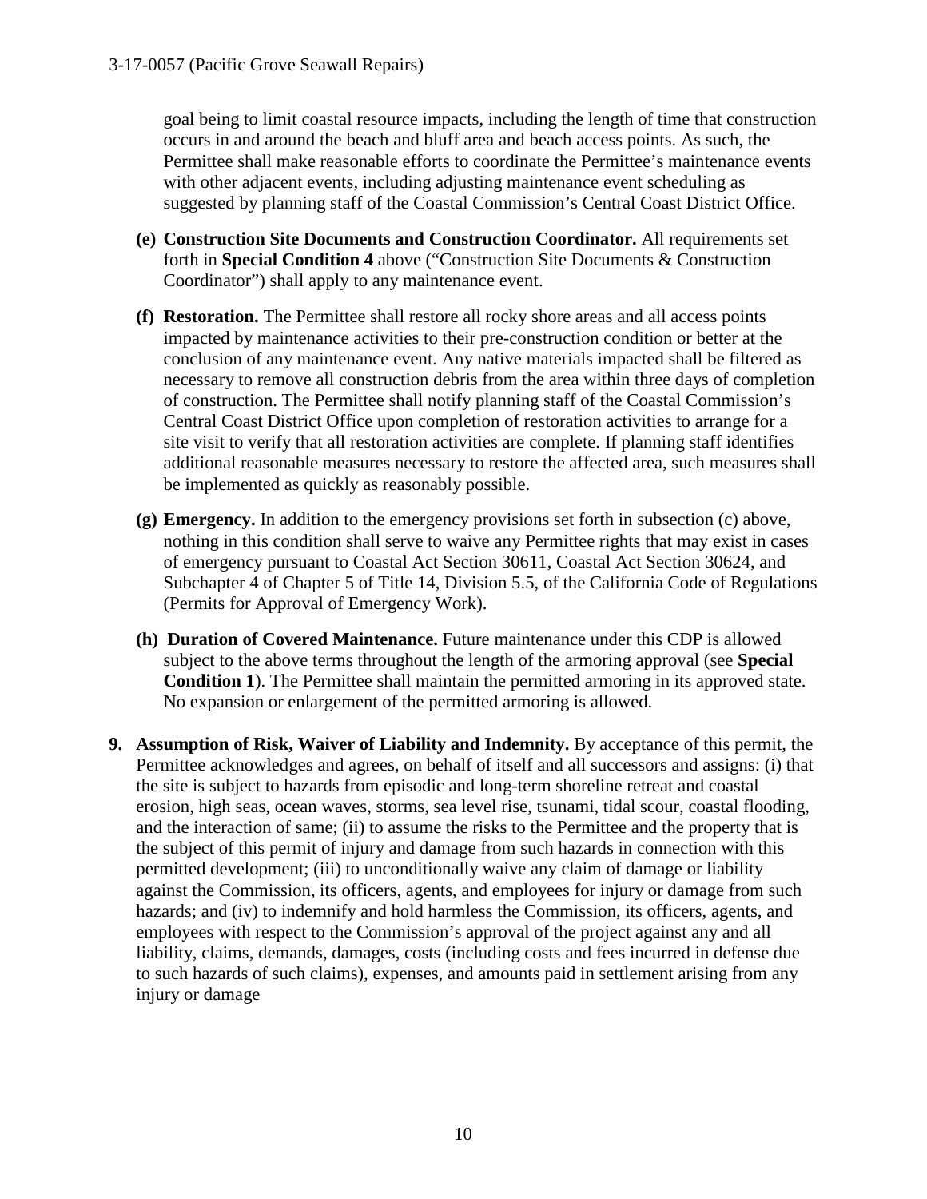goal being to limit coastal resource impacts, including the length of time that construction occurs in and around the beach and bluff area and beach access points. As such, the Permittee shall make reasonable efforts to coordinate the Permittee's maintenance events with other adjacent events, including adjusting maintenance event scheduling as suggested by planning staff of the Coastal Commission's Central Coast District Office.

**(e) Construction Site Documents and Construction Coordinator.** All requirements set forth in **Special Condition 4** above ("Construction Site Documents & Construction Coordinator") shall apply to any maintenance event.

**(f) Restoration.** The Permittee shall restore all rocky shore areas and all access points impacted by maintenance activities to their pre-construction condition or better at the conclusion of any maintenance event. Any native materials impacted shall be filtered as necessary to remove all construction debris from the area within three days of completion of construction. The Permittee shall notify planning staff of the Coastal Commission's Central Coast District Office upon completion of restoration activities to arrange for a site visit to verify that all restoration activities are complete. If planning staff identifies additional reasonable measures necessary to restore the affected area, such measures shall be implemented as quickly as reasonably possible.

**(g) Emergency.** In addition to the emergency provisions set forth in subsection (c) above, nothing in this condition shall serve to waive any Permittee rights that may exist in cases of emergency pursuant to Coastal Act Section 30611, Coastal Act Section 30624, and Subchapter 4 of Chapter 5 of Title 14, Division 5.5, of the California Code of Regulations (Permits for Approval of Emergency Work).

**(h) Duration of Covered Maintenance.** Future maintenance under this CDP is allowed subject to the above terms throughout the length of the armoring approval (see **Special Condition 1**). The Permittee shall maintain the permitted armoring in its approved state. No expansion or enlargement of the permitted armoring is allowed.

**9. Assumption of Risk, Waiver of Liability and Indemnity.** By acceptance of this permit, the Permittee acknowledges and agrees, on behalf of itself and all successors and assigns: (i) that the site is subject to hazards from episodic and long-term shoreline retreat and coastal erosion, high seas, ocean waves, storms, sea level rise, tsunami, tidal scour, coastal flooding, and the interaction of same; (ii) to assume the risks to the Permittee and the property that is the subject of this permit of injury and damage from such hazards in connection with this permitted development; (iii) to unconditionally waive any claim of damage or liability against the Commission, its officers, agents, and employees for injury or damage from such hazards; and (iv) to indemnify and hold harmless the Commission, its officers, agents, and employees with respect to the Commission's approval of the project against any and all liability, claims, demands, damages, costs (including costs and fees incurred in defense due to such hazards of such claims), expenses, and amounts paid in settlement arising from any injury or damage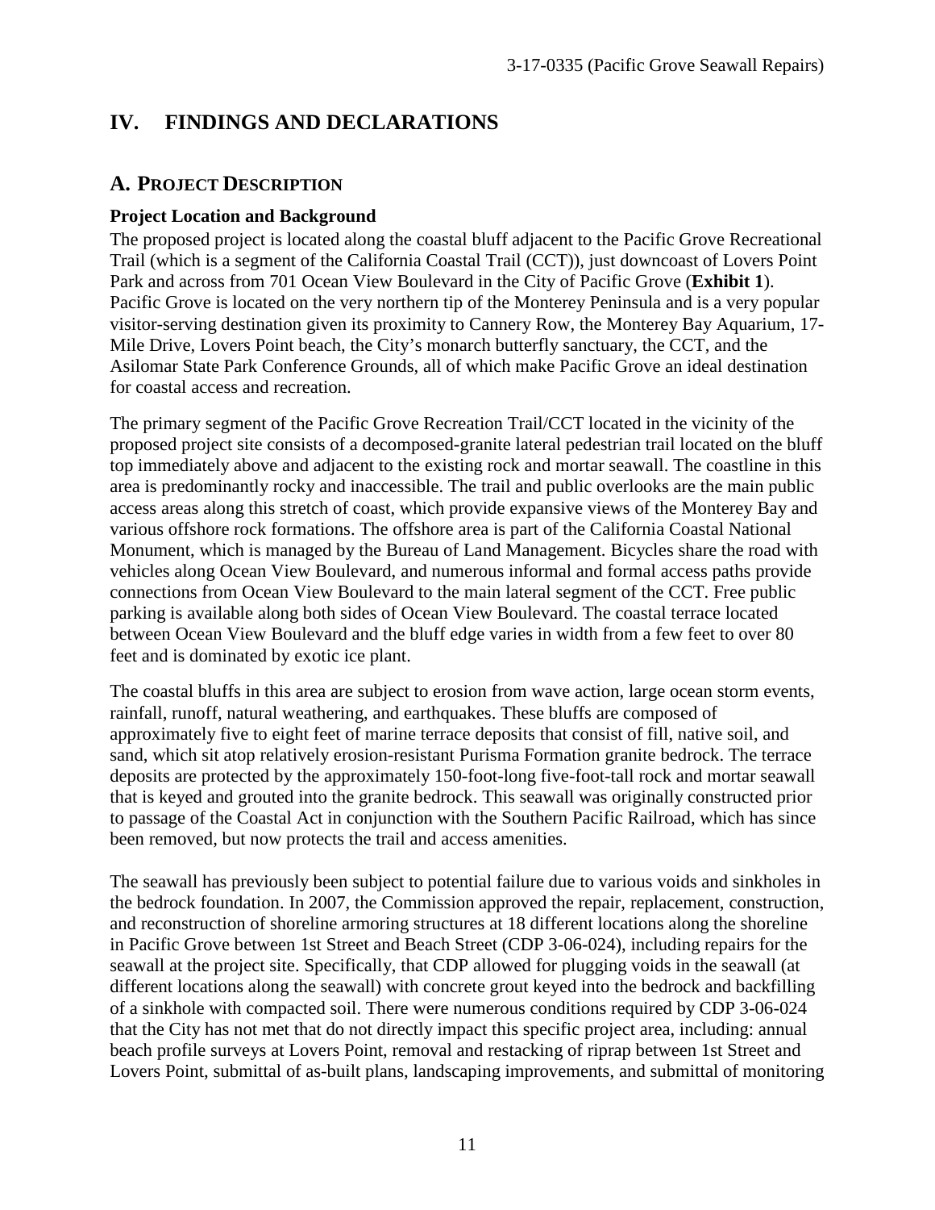# IV. FINDINGS AND DECLARATIONS

## A. PROJECT DESCRIPTION

### Project Location and Background

The proposed project is located along the coastal bluff adjacent to the Pacific Grove Recreational Trail (which is a segment of the California Coastal Trail (CCT)), just downcoast of Lovers Point Park and across from 701 Ocean View Boulevard in the City of Pacific Grove (**Exhibit 1**). Pacific Grove is located on the very northern tip of the Monterey Peninsula and is a very popular visitor-serving destination given its proximity to Cannery Row, the Monterey Bay Aquarium, 17-Mile Drive, Lovers Point beach, the City's monarch butterfly sanctuary, the CCT, and the Asilomar State Park Conference Grounds, all of which make Pacific Grove an ideal destination for coastal access and recreation.

The primary segment of the Pacific Grove Recreation Trail/CCT located in the vicinity of the proposed project site consists of a decomposed-granite lateral pedestrian trail located on the bluff top immediately above and adjacent to the existing rock and mortar seawall. The coastline in this area is predominantly rocky and inaccessible. The trail and public overlooks are the main public access areas along this stretch of coast, which provide expansive views of the Monterey Bay and various offshore rock formations. The offshore area is part of the California Coastal National Monument, which is managed by the Bureau of Land Management. Bicycles share the road with vehicles along Ocean View Boulevard, and numerous informal and formal access paths provide connections from Ocean View Boulevard to the main lateral segment of the CCT. Free public parking is available along both sides of Ocean View Boulevard. The coastal terrace located between Ocean View Boulevard and the bluff edge varies in width from a few feet to over 80 feet and is dominated by exotic ice plant.

The coastal bluffs in this area are subject to erosion from wave action, large ocean storm events, rainfall, runoff, natural weathering, and earthquakes. These bluffs are composed of approximately five to eight feet of marine terrace deposits that consist of fill, native soil, and sand, which sit atop relatively erosion-resistant Purisma Formation granite bedrock. The terrace deposits are protected by the approximately 150-foot-long five-foot-tall rock and mortar seawall that is keyed and grouted into the granite bedrock. This seawall was originally constructed prior to passage of the Coastal Act in conjunction with the Southern Pacific Railroad, which has since been removed, but now protects the trail and access amenities.

The seawall has previously been subject to potential failure due to various voids and sinkholes in the bedrock foundation. In 2007, the Commission approved the repair, replacement, construction, and reconstruction of shoreline armoring structures at 18 different locations along the shoreline in Pacific Grove between 1st Street and Beach Street (CDP 3-06-024), including repairs for the seawall at the project site. Specifically, that CDP allowed for plugging voids in the seawall (at different locations along the seawall) with concrete grout keyed into the bedrock and backfilling of a sinkhole with compacted soil. There were numerous conditions required by CDP 3-06-024 that the City has not met that do not directly impact this specific project area, including: annual beach profile surveys at Lovers Point, removal and restacking of riprap between 1st Street and Lovers Point, submittal of as-built plans, landscaping improvements, and submittal of monitoring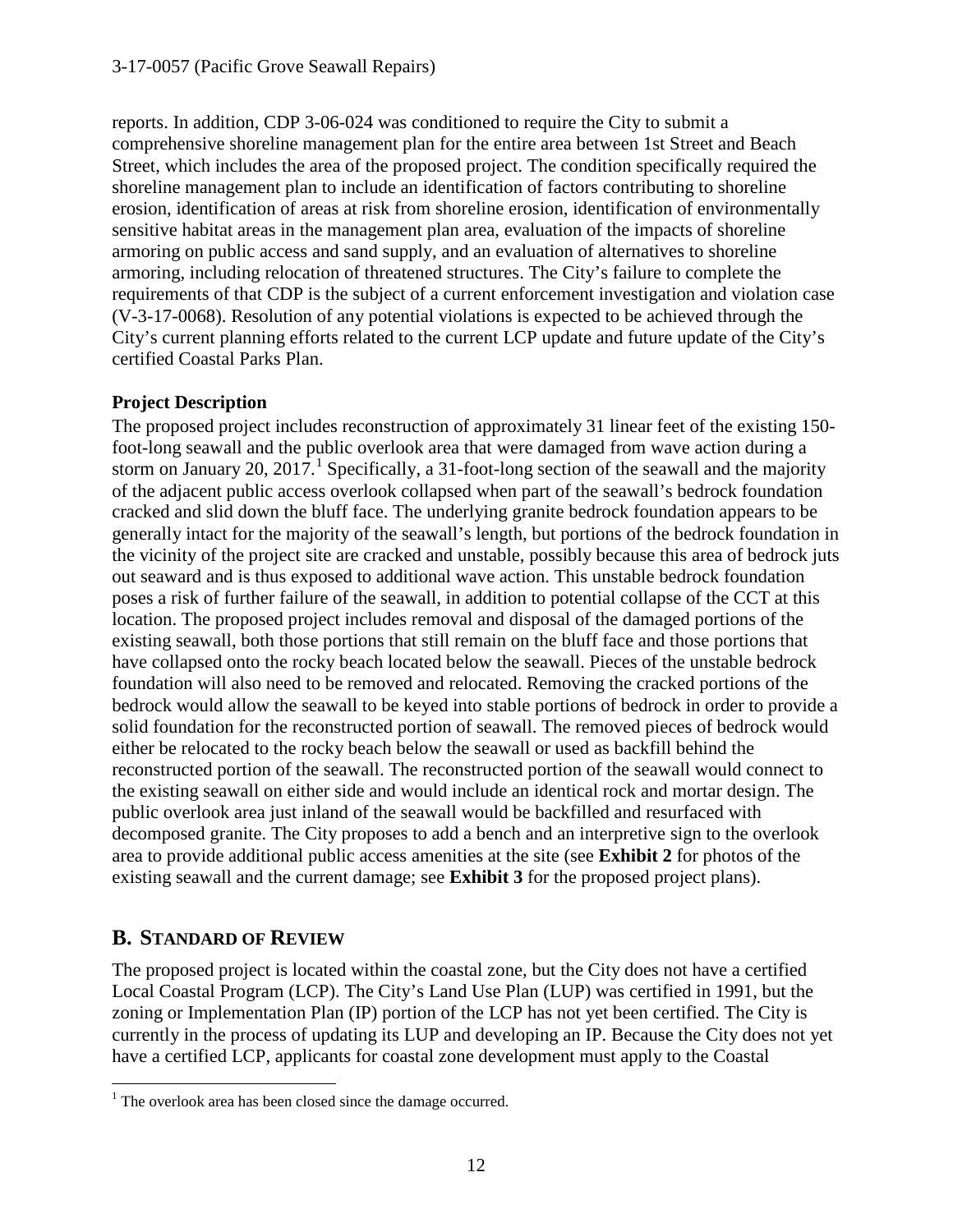reports. In addition, CDP 3-06-024 was conditioned to require the City to submit a comprehensive shoreline management plan for the entire area between 1st Street and Beach Street, which includes the area of the proposed project. The condition specifically required the shoreline management plan to include an identification of factors contributing to shoreline erosion, identification of areas at risk from shoreline erosion, identification of environmentally sensitive habitat areas in the management plan area, evaluation of the impacts of shoreline armoring on public access and sand supply, and an evaluation of alternatives to shoreline armoring, including relocation of threatened structures. The City's failure to complete the requirements of that CDP is the subject of a current enforcement investigation and violation case (V-3-17-0068). Resolution of any potential violations is expected to be achieved through the City's current planning efforts related to the current LCP update and future update of the City's certified Coastal Parks Plan.

**Project Description**

The proposed project includes reconstruction of approximately 31 linear feet of the existing 150-foot-long seawall and the public overlook area that were damaged from wave action during a storm on January 20, 2017.[1] Specifically, a 31-foot-long section of the seawall and the majority of the adjacent public access overlook collapsed when part of the seawall's bedrock foundation cracked and slid down the bluff face. The underlying granite bedrock foundation appears to be generally intact for the majority of the seawall's length, but portions of the bedrock foundation in the vicinity of the project site are cracked and unstable, possibly because this area of bedrock juts out seaward and is thus exposed to additional wave action. This unstable bedrock foundation poses a risk of further failure of the seawall, in addition to potential collapse of the CCT at this location. The proposed project includes removal and disposal of the damaged portions of the existing seawall, both those portions that still remain on the bluff face and those portions that have collapsed onto the rocky beach located below the seawall. Pieces of the unstable bedrock foundation will also need to be removed and relocated. Removing the cracked portions of the bedrock would allow the seawall to be keyed into stable portions of bedrock in order to provide a solid foundation for the reconstructed portion of seawall. The removed pieces of bedrock would either be relocated to the rocky beach below the seawall or used as backfill behind the reconstructed portion of the seawall. The reconstructed portion of the seawall would connect to the existing seawall on either side and would include an identical rock and mortar design. The public overlook area just inland of the seawall would be backfilled and resurfaced with decomposed granite. The City proposes to add a bench and an interpretive sign to the overlook area to provide additional public access amenities at the site (see **Exhibit 2** for photos of the existing seawall and the current damage; see **Exhibit 3** for the proposed project plans).

## B. Standard of Review

The proposed project is located within the coastal zone, but the City does not have a certified Local Coastal Program (LCP). The City's Land Use Plan (LUP) was certified in 1991, but the zoning or Implementation Plan (IP) portion of the LCP has not yet been certified. The City is currently in the process of updating its LUP and developing an IP. Because the City does not yet have a certified LCP, applicants for coastal zone development must apply to the Coastal

[1] The overlook area has been closed since the damage occurred.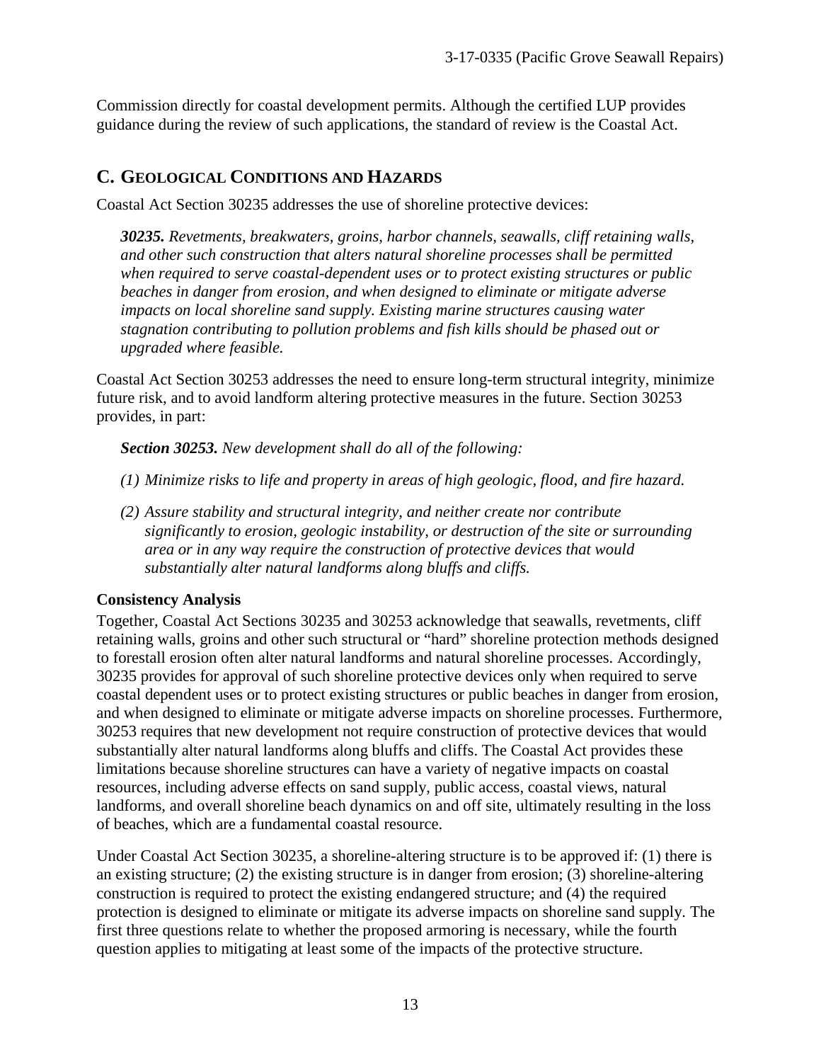Commission directly for coastal development permits. Although the certified LUP provides guidance during the review of such applications, the standard of review is the Coastal Act.

## C. Geological Conditions and Hazards

Coastal Act Section 30235 addresses the use of shoreline protective devices:

> ***30235.*** *Revetments, breakwaters, groins, harbor channels, seawalls, cliff retaining walls, and other such construction that alters natural shoreline processes shall be permitted when required to serve coastal-dependent uses or to protect existing structures or public beaches in danger from erosion, and when designed to eliminate or mitigate adverse impacts on local shoreline sand supply. Existing marine structures causing water stagnation contributing to pollution problems and fish kills should be phased out or upgraded where feasible.*

Coastal Act Section 30253 addresses the need to ensure long-term structural integrity, minimize future risk, and to avoid landform altering protective measures in the future. Section 30253 provides, in part:

> ***Section 30253.*** *New development shall do all of the following:*
>
> *(1) Minimize risks to life and property in areas of high geologic, flood, and fire hazard.*
>
> *(2) Assure stability and structural integrity, and neither create nor contribute significantly to erosion, geologic instability, or destruction of the site or surrounding area or in any way require the construction of protective devices that would substantially alter natural landforms along bluffs and cliffs.*

**Consistency Analysis**

Together, Coastal Act Sections 30235 and 30253 acknowledge that seawalls, revetments, cliff retaining walls, groins and other such structural or "hard" shoreline protection methods designed to forestall erosion often alter natural landforms and natural shoreline processes. Accordingly, 30235 provides for approval of such shoreline protective devices only when required to serve coastal dependent uses or to protect existing structures or public beaches in danger from erosion, and when designed to eliminate or mitigate adverse impacts on shoreline processes. Furthermore, 30253 requires that new development not require construction of protective devices that would substantially alter natural landforms along bluffs and cliffs. The Coastal Act provides these limitations because shoreline structures can have a variety of negative impacts on coastal resources, including adverse effects on sand supply, public access, coastal views, natural landforms, and overall shoreline beach dynamics on and off site, ultimately resulting in the loss of beaches, which are a fundamental coastal resource.

Under Coastal Act Section 30235, a shoreline-altering structure is to be approved if: (1) there is an existing structure; (2) the existing structure is in danger from erosion; (3) shoreline-altering construction is required to protect the existing endangered structure; and (4) the required protection is designed to eliminate or mitigate its adverse impacts on shoreline sand supply. The first three questions relate to whether the proposed armoring is necessary, while the fourth question applies to mitigating at least some of the impacts of the protective structure.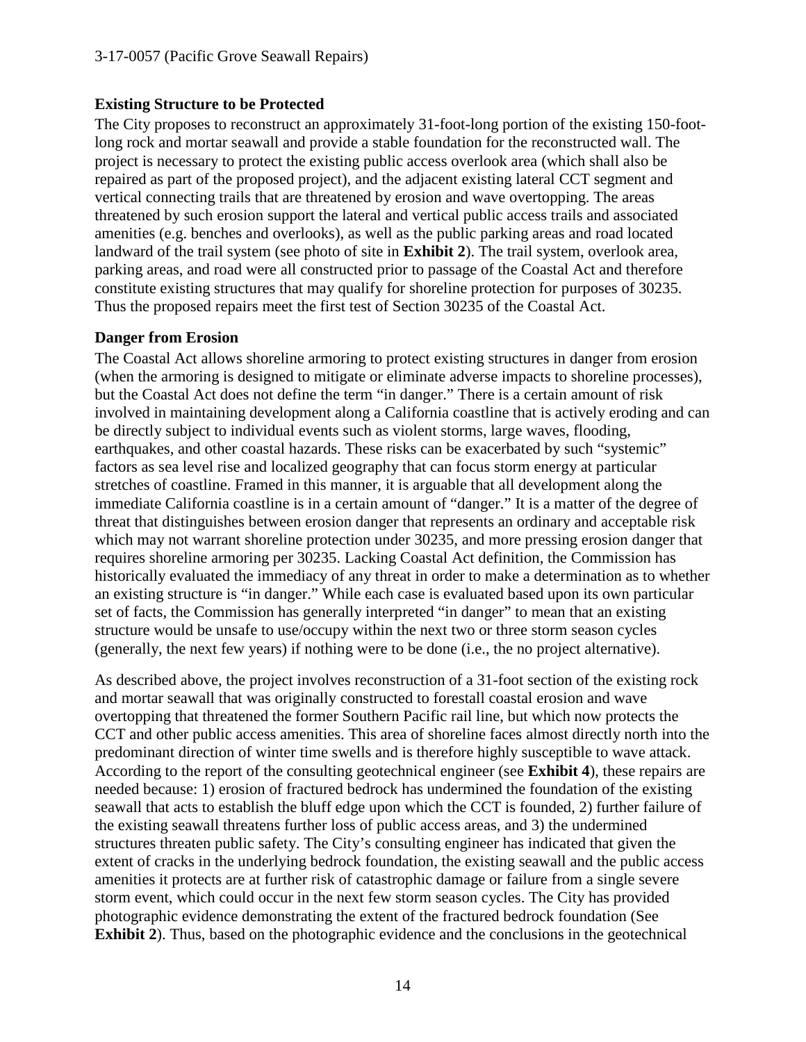### Existing Structure to be Protected

The City proposes to reconstruct an approximately 31-foot-long portion of the existing 150-foot-long rock and mortar seawall and provide a stable foundation for the reconstructed wall. The project is necessary to protect the existing public access overlook area (which shall also be repaired as part of the proposed project), and the adjacent existing lateral CCT segment and vertical connecting trails that are threatened by erosion and wave overtopping. The areas threatened by such erosion support the lateral and vertical public access trails and associated amenities (e.g. benches and overlooks), as well as the public parking areas and road located landward of the trail system (see photo of site in **Exhibit 2**). The trail system, overlook area, parking areas, and road were all constructed prior to passage of the Coastal Act and therefore constitute existing structures that may qualify for shoreline protection for purposes of 30235. Thus the proposed repairs meet the first test of Section 30235 of the Coastal Act.

### Danger from Erosion

The Coastal Act allows shoreline armoring to protect existing structures in danger from erosion (when the armoring is designed to mitigate or eliminate adverse impacts to shoreline processes), but the Coastal Act does not define the term "in danger." There is a certain amount of risk involved in maintaining development along a California coastline that is actively eroding and can be directly subject to individual events such as violent storms, large waves, flooding, earthquakes, and other coastal hazards. These risks can be exacerbated by such "systemic" factors as sea level rise and localized geography that can focus storm energy at particular stretches of coastline. Framed in this manner, it is arguable that all development along the immediate California coastline is in a certain amount of "danger." It is a matter of the degree of threat that distinguishes between erosion danger that represents an ordinary and acceptable risk which may not warrant shoreline protection under 30235, and more pressing erosion danger that requires shoreline armoring per 30235. Lacking Coastal Act definition, the Commission has historically evaluated the immediacy of any threat in order to make a determination as to whether an existing structure is "in danger." While each case is evaluated based upon its own particular set of facts, the Commission has generally interpreted "in danger" to mean that an existing structure would be unsafe to use/occupy within the next two or three storm season cycles (generally, the next few years) if nothing were to be done (i.e., the no project alternative).

As described above, the project involves reconstruction of a 31-foot section of the existing rock and mortar seawall that was originally constructed to forestall coastal erosion and wave overtopping that threatened the former Southern Pacific rail line, but which now protects the CCT and other public access amenities. This area of shoreline faces almost directly north into the predominant direction of winter time swells and is therefore highly susceptible to wave attack. According to the report of the consulting geotechnical engineer (see **Exhibit 4**), these repairs are needed because: 1) erosion of fractured bedrock has undermined the foundation of the existing seawall that acts to establish the bluff edge upon which the CCT is founded, 2) further failure of the existing seawall threatens further loss of public access areas, and 3) the undermined structures threaten public safety. The City's consulting engineer has indicated that given the extent of cracks in the underlying bedrock foundation, the existing seawall and the public access amenities it protects are at further risk of catastrophic damage or failure from a single severe storm event, which could occur in the next few storm season cycles. The City has provided photographic evidence demonstrating the extent of the fractured bedrock foundation (See **Exhibit 2**). Thus, based on the photographic evidence and the conclusions in the geotechnical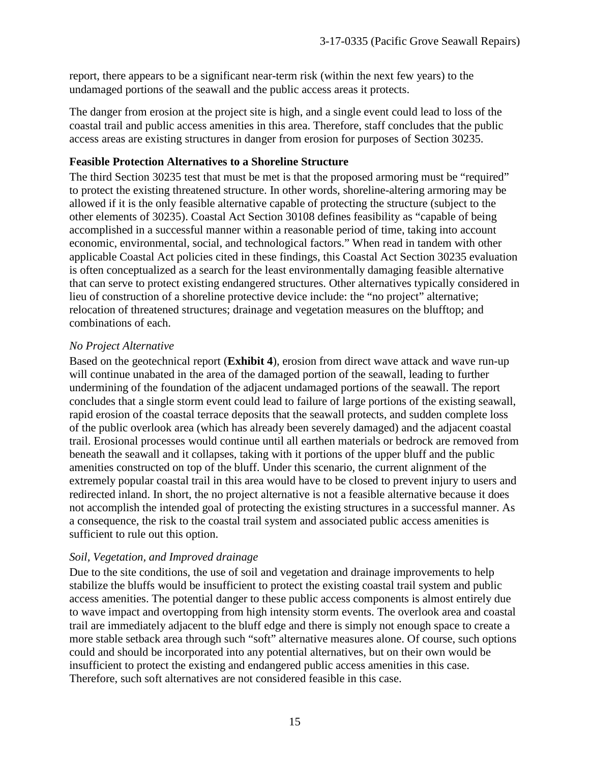report, there appears to be a significant near-term risk (within the next few years) to the undamaged portions of the seawall and the public access areas it protects.

The danger from erosion at the project site is high, and a single event could lead to loss of the coastal trail and public access amenities in this area. Therefore, staff concludes that the public access areas are existing structures in danger from erosion for purposes of Section 30235.

**Feasible Protection Alternatives to a Shoreline Structure**

The third Section 30235 test that must be met is that the proposed armoring must be "required" to protect the existing threatened structure. In other words, shoreline-altering armoring may be allowed if it is the only feasible alternative capable of protecting the structure (subject to the other elements of 30235). Coastal Act Section 30108 defines feasibility as "capable of being accomplished in a successful manner within a reasonable period of time, taking into account economic, environmental, social, and technological factors." When read in tandem with other applicable Coastal Act policies cited in these findings, this Coastal Act Section 30235 evaluation is often conceptualized as a search for the least environmentally damaging feasible alternative that can serve to protect existing endangered structures. Other alternatives typically considered in lieu of construction of a shoreline protective device include: the "no project" alternative; relocation of threatened structures; drainage and vegetation measures on the blufftop; and combinations of each.

*No Project Alternative*

Based on the geotechnical report (**Exhibit 4**), erosion from direct wave attack and wave run-up will continue unabated in the area of the damaged portion of the seawall, leading to further undermining of the foundation of the adjacent undamaged portions of the seawall. The report concludes that a single storm event could lead to failure of large portions of the existing seawall, rapid erosion of the coastal terrace deposits that the seawall protects, and sudden complete loss of the public overlook area (which has already been severely damaged) and the adjacent coastal trail. Erosional processes would continue until all earthen materials or bedrock are removed from beneath the seawall and it collapses, taking with it portions of the upper bluff and the public amenities constructed on top of the bluff. Under this scenario, the current alignment of the extremely popular coastal trail in this area would have to be closed to prevent injury to users and redirected inland. In short, the no project alternative is not a feasible alternative because it does not accomplish the intended goal of protecting the existing structures in a successful manner. As a consequence, the risk to the coastal trail system and associated public access amenities is sufficient to rule out this option.

*Soil, Vegetation, and Improved drainage*

Due to the site conditions, the use of soil and vegetation and drainage improvements to help stabilize the bluffs would be insufficient to protect the existing coastal trail system and public access amenities. The potential danger to these public access components is almost entirely due to wave impact and overtopping from high intensity storm events. The overlook area and coastal trail are immediately adjacent to the bluff edge and there is simply not enough space to create a more stable setback area through such "soft" alternative measures alone. Of course, such options could and should be incorporated into any potential alternatives, but on their own would be insufficient to protect the existing and endangered public access amenities in this case. Therefore, such soft alternatives are not considered feasible in this case.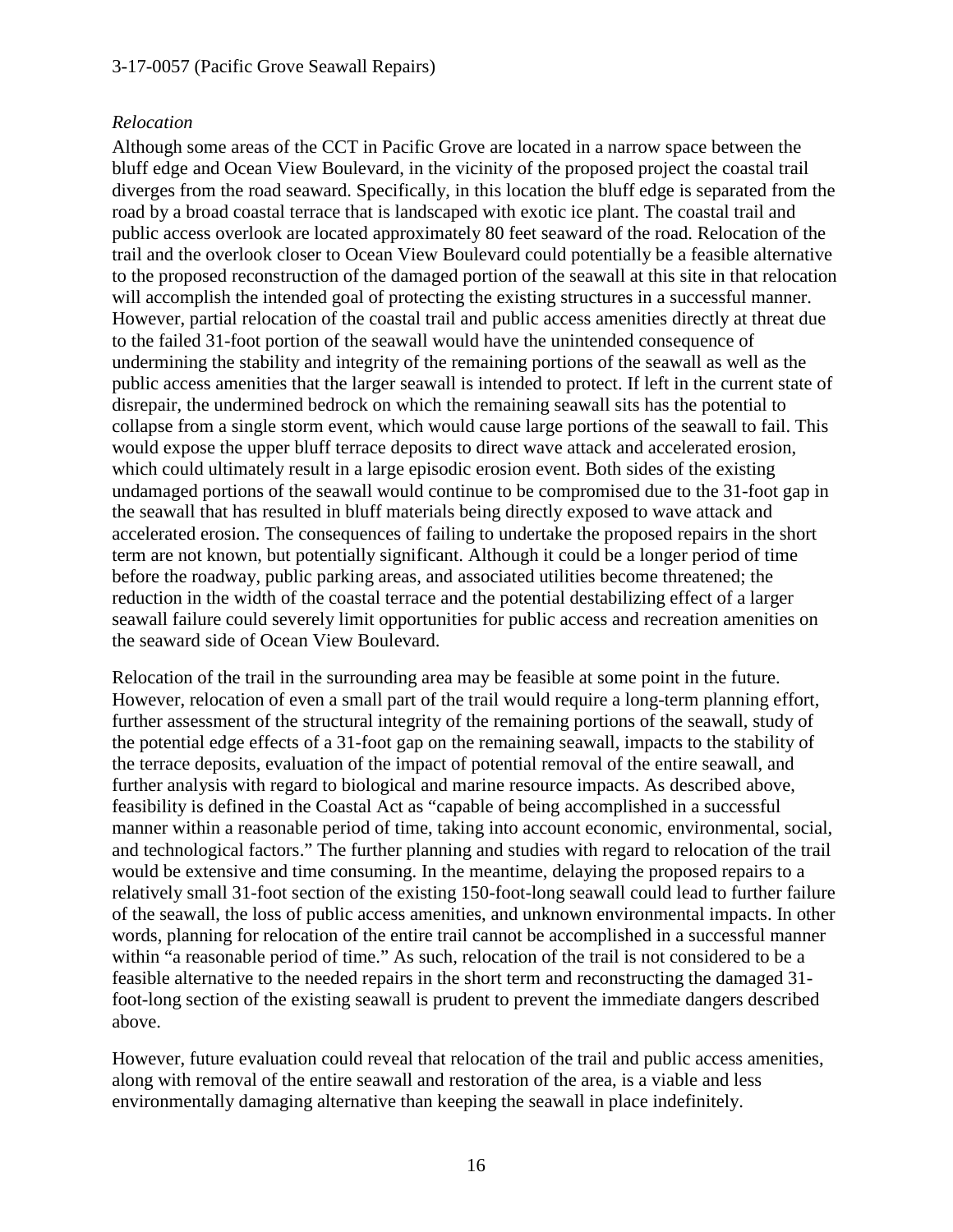*Relocation*

Although some areas of the CCT in Pacific Grove are located in a narrow space between the bluff edge and Ocean View Boulevard, in the vicinity of the proposed project the coastal trail diverges from the road seaward. Specifically, in this location the bluff edge is separated from the road by a broad coastal terrace that is landscaped with exotic ice plant. The coastal trail and public access overlook are located approximately 80 feet seaward of the road. Relocation of the trail and the overlook closer to Ocean View Boulevard could potentially be a feasible alternative to the proposed reconstruction of the damaged portion of the seawall at this site in that relocation will accomplish the intended goal of protecting the existing structures in a successful manner. However, partial relocation of the coastal trail and public access amenities directly at threat due to the failed 31-foot portion of the seawall would have the unintended consequence of undermining the stability and integrity of the remaining portions of the seawall as well as the public access amenities that the larger seawall is intended to protect. If left in the current state of disrepair, the undermined bedrock on which the remaining seawall sits has the potential to collapse from a single storm event, which would cause large portions of the seawall to fail. This would expose the upper bluff terrace deposits to direct wave attack and accelerated erosion, which could ultimately result in a large episodic erosion event. Both sides of the existing undamaged portions of the seawall would continue to be compromised due to the 31-foot gap in the seawall that has resulted in bluff materials being directly exposed to wave attack and accelerated erosion. The consequences of failing to undertake the proposed repairs in the short term are not known, but potentially significant. Although it could be a longer period of time before the roadway, public parking areas, and associated utilities become threatened; the reduction in the width of the coastal terrace and the potential destabilizing effect of a larger seawall failure could severely limit opportunities for public access and recreation amenities on the seaward side of Ocean View Boulevard.

Relocation of the trail in the surrounding area may be feasible at some point in the future. However, relocation of even a small part of the trail would require a long-term planning effort, further assessment of the structural integrity of the remaining portions of the seawall, study of the potential edge effects of a 31-foot gap on the remaining seawall, impacts to the stability of the terrace deposits, evaluation of the impact of potential removal of the entire seawall, and further analysis with regard to biological and marine resource impacts. As described above, feasibility is defined in the Coastal Act as "capable of being accomplished in a successful manner within a reasonable period of time, taking into account economic, environmental, social, and technological factors." The further planning and studies with regard to relocation of the trail would be extensive and time consuming. In the meantime, delaying the proposed repairs to a relatively small 31-foot section of the existing 150-foot-long seawall could lead to further failure of the seawall, the loss of public access amenities, and unknown environmental impacts. In other words, planning for relocation of the entire trail cannot be accomplished in a successful manner within "a reasonable period of time." As such, relocation of the trail is not considered to be a feasible alternative to the needed repairs in the short term and reconstructing the damaged 31-foot-long section of the existing seawall is prudent to prevent the immediate dangers described above.

However, future evaluation could reveal that relocation of the trail and public access amenities, along with removal of the entire seawall and restoration of the area, is a viable and less environmentally damaging alternative than keeping the seawall in place indefinitely.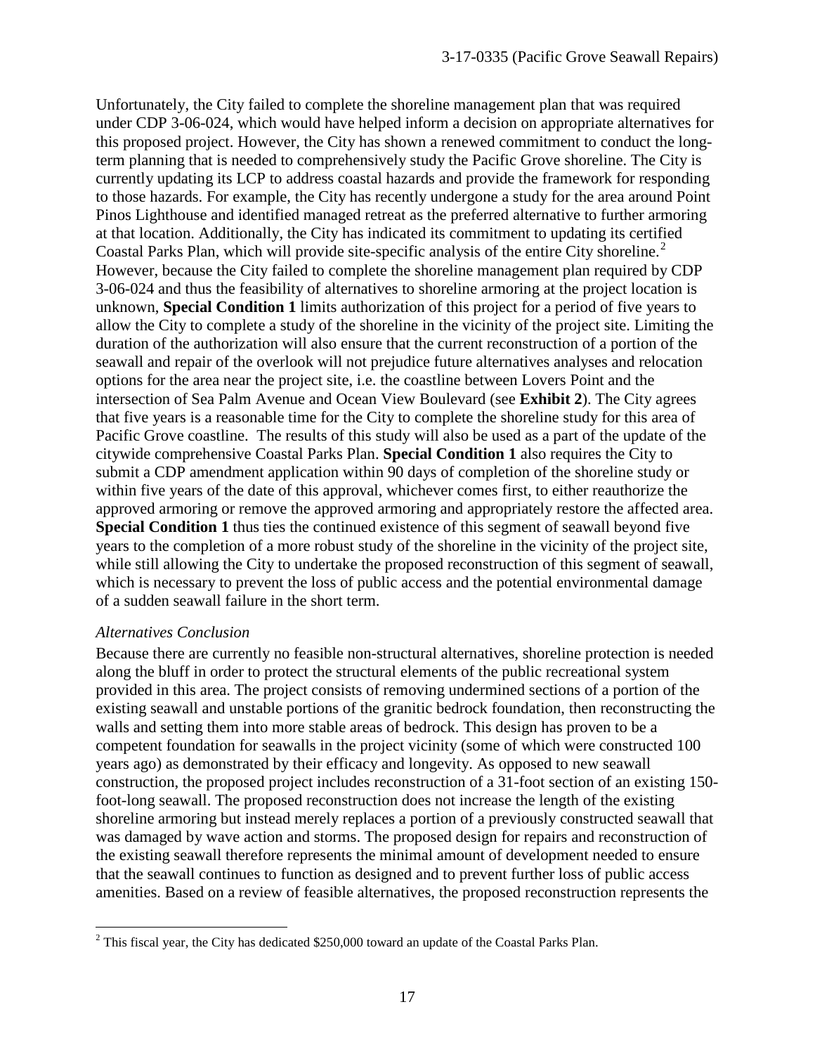Unfortunately, the City failed to complete the shoreline management plan that was required under CDP 3-06-024, which would have helped inform a decision on appropriate alternatives for this proposed project. However, the City has shown a renewed commitment to conduct the long-term planning that is needed to comprehensively study the Pacific Grove shoreline. The City is currently updating its LCP to address coastal hazards and provide the framework for responding to those hazards. For example, the City has recently undergone a study for the area around Point Pinos Lighthouse and identified managed retreat as the preferred alternative to further armoring at that location. Additionally, the City has indicated its commitment to updating its certified Coastal Parks Plan, which will provide site-specific analysis of the entire City shoreline.[2] However, because the City failed to complete the shoreline management plan required by CDP 3-06-024 and thus the feasibility of alternatives to shoreline armoring at the project location is unknown, **Special Condition 1** limits authorization of this project for a period of five years to allow the City to complete a study of the shoreline in the vicinity of the project site. Limiting the duration of the authorization will also ensure that the current reconstruction of a portion of the seawall and repair of the overlook will not prejudice future alternatives analyses and relocation options for the area near the project site, i.e. the coastline between Lovers Point and the intersection of Sea Palm Avenue and Ocean View Boulevard (see **Exhibit 2**). The City agrees that five years is a reasonable time for the City to complete the shoreline study for this area of Pacific Grove coastline. The results of this study will also be used as a part of the update of the citywide comprehensive Coastal Parks Plan. **Special Condition 1** also requires the City to submit a CDP amendment application within 90 days of completion of the shoreline study or within five years of the date of this approval, whichever comes first, to either reauthorize the approved armoring or remove the approved armoring and appropriately restore the affected area. **Special Condition 1** thus ties the continued existence of this segment of seawall beyond five years to the completion of a more robust study of the shoreline in the vicinity of the project site, while still allowing the City to undertake the proposed reconstruction of this segment of seawall, which is necessary to prevent the loss of public access and the potential environmental damage of a sudden seawall failure in the short term.

*Alternatives Conclusion*

Because there are currently no feasible non-structural alternatives, shoreline protection is needed along the bluff in order to protect the structural elements of the public recreational system provided in this area. The project consists of removing undermined sections of a portion of the existing seawall and unstable portions of the granitic bedrock foundation, then reconstructing the walls and setting them into more stable areas of bedrock. This design has proven to be a competent foundation for seawalls in the project vicinity (some of which were constructed 100 years ago) as demonstrated by their efficacy and longevity. As opposed to new seawall construction, the proposed project includes reconstruction of a 31-foot section of an existing 150-foot-long seawall. The proposed reconstruction does not increase the length of the existing shoreline armoring but instead merely replaces a portion of a previously constructed seawall that was damaged by wave action and storms. The proposed design for repairs and reconstruction of the existing seawall therefore represents the minimal amount of development needed to ensure that the seawall continues to function as designed and to prevent further loss of public access amenities. Based on a review of feasible alternatives, the proposed reconstruction represents the

[2] This fiscal year, the City has dedicated $250,000 toward an update of the Coastal Parks Plan.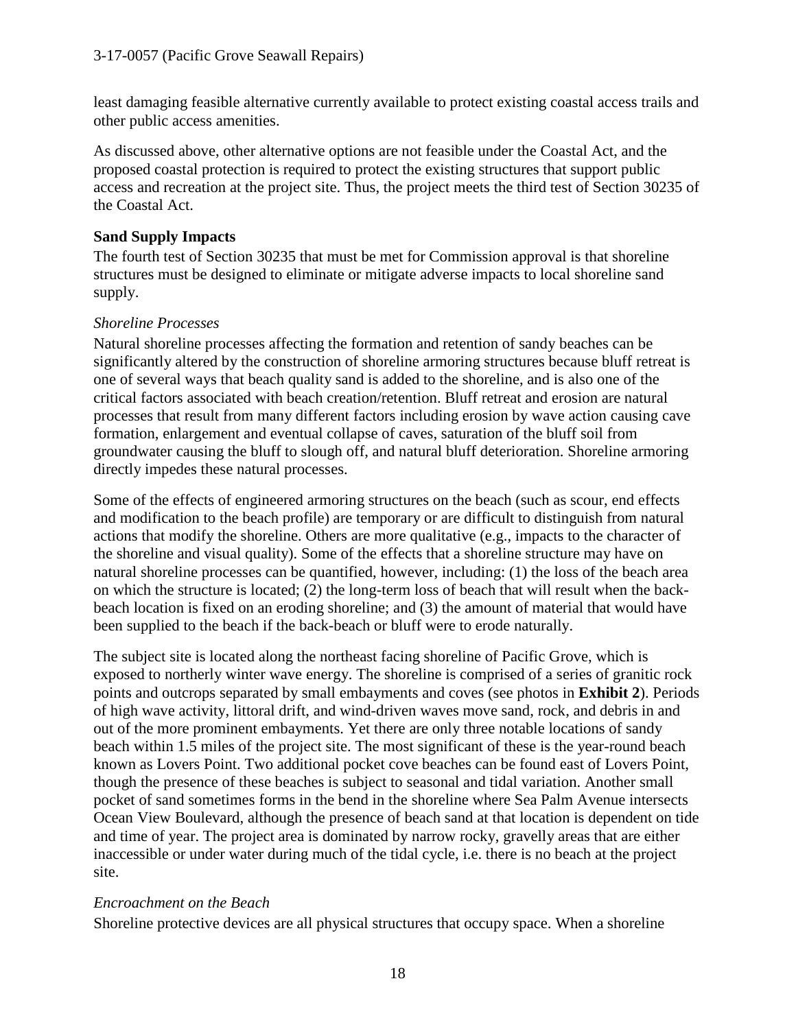least damaging feasible alternative currently available to protect existing coastal access trails and other public access amenities.

As discussed above, other alternative options are not feasible under the Coastal Act, and the proposed coastal protection is required to protect the existing structures that support public access and recreation at the project site. Thus, the project meets the third test of Section 30235 of the Coastal Act.

**Sand Supply Impacts**

The fourth test of Section 30235 that must be met for Commission approval is that shoreline structures must be designed to eliminate or mitigate adverse impacts to local shoreline sand supply.

*Shoreline Processes*

Natural shoreline processes affecting the formation and retention of sandy beaches can be significantly altered by the construction of shoreline armoring structures because bluff retreat is one of several ways that beach quality sand is added to the shoreline, and is also one of the critical factors associated with beach creation/retention. Bluff retreat and erosion are natural processes that result from many different factors including erosion by wave action causing cave formation, enlargement and eventual collapse of caves, saturation of the bluff soil from groundwater causing the bluff to slough off, and natural bluff deterioration. Shoreline armoring directly impedes these natural processes.

Some of the effects of engineered armoring structures on the beach (such as scour, end effects and modification to the beach profile) are temporary or are difficult to distinguish from natural actions that modify the shoreline. Others are more qualitative (e.g., impacts to the character of the shoreline and visual quality). Some of the effects that a shoreline structure may have on natural shoreline processes can be quantified, however, including: (1) the loss of the beach area on which the structure is located; (2) the long-term loss of beach that will result when the back-beach location is fixed on an eroding shoreline; and (3) the amount of material that would have been supplied to the beach if the back-beach or bluff were to erode naturally.

The subject site is located along the northeast facing shoreline of Pacific Grove, which is exposed to northerly winter wave energy. The shoreline is comprised of a series of granitic rock points and outcrops separated by small embayments and coves (see photos in **Exhibit 2**). Periods of high wave activity, littoral drift, and wind-driven waves move sand, rock, and debris in and out of the more prominent embayments. Yet there are only three notable locations of sandy beach within 1.5 miles of the project site. The most significant of these is the year-round beach known as Lovers Point. Two additional pocket cove beaches can be found east of Lovers Point, though the presence of these beaches is subject to seasonal and tidal variation. Another small pocket of sand sometimes forms in the bend in the shoreline where Sea Palm Avenue intersects Ocean View Boulevard, although the presence of beach sand at that location is dependent on tide and time of year. The project area is dominated by narrow rocky, gravelly areas that are either inaccessible or under water during much of the tidal cycle, i.e. there is no beach at the project site.

*Encroachment on the Beach*

Shoreline protective devices are all physical structures that occupy space. When a shoreline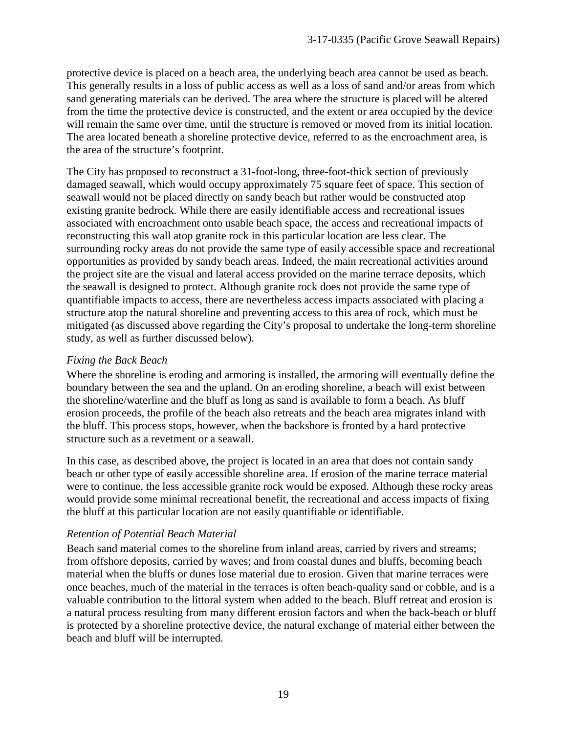protective device is placed on a beach area, the underlying beach area cannot be used as beach. This generally results in a loss of public access as well as a loss of sand and/or areas from which sand generating materials can be derived. The area where the structure is placed will be altered from the time the protective device is constructed, and the extent or area occupied by the device will remain the same over time, until the structure is removed or moved from its initial location. The area located beneath a shoreline protective device, referred to as the encroachment area, is the area of the structure's footprint.

The City has proposed to reconstruct a 31-foot-long, three-foot-thick section of previously damaged seawall, which would occupy approximately 75 square feet of space. This section of seawall would not be placed directly on sandy beach but rather would be constructed atop existing granite bedrock. While there are easily identifiable access and recreational issues associated with encroachment onto usable beach space, the access and recreational impacts of reconstructing this wall atop granite rock in this particular location are less clear. The surrounding rocky areas do not provide the same type of easily accessible space and recreational opportunities as provided by sandy beach areas. Indeed, the main recreational activities around the project site are the visual and lateral access provided on the marine terrace deposits, which the seawall is designed to protect. Although granite rock does not provide the same type of quantifiable impacts to access, there are nevertheless access impacts associated with placing a structure atop the natural shoreline and preventing access to this area of rock, which must be mitigated (as discussed above regarding the City's proposal to undertake the long-term shoreline study, as well as further discussed below).

*Fixing the Back Beach*

Where the shoreline is eroding and armoring is installed, the armoring will eventually define the boundary between the sea and the upland. On an eroding shoreline, a beach will exist between the shoreline/waterline and the bluff as long as sand is available to form a beach. As bluff erosion proceeds, the profile of the beach also retreats and the beach area migrates inland with the bluff. This process stops, however, when the backshore is fronted by a hard protective structure such as a revetment or a seawall.

In this case, as described above, the project is located in an area that does not contain sandy beach or other type of easily accessible shoreline area. If erosion of the marine terrace material were to continue, the less accessible granite rock would be exposed. Although these rocky areas would provide some minimal recreational benefit, the recreational and access impacts of fixing the bluff at this particular location are not easily quantifiable or identifiable.

*Retention of Potential Beach Material*

Beach sand material comes to the shoreline from inland areas, carried by rivers and streams; from offshore deposits, carried by waves; and from coastal dunes and bluffs, becoming beach material when the bluffs or dunes lose material due to erosion. Given that marine terraces were once beaches, much of the material in the terraces is often beach-quality sand or cobble, and is a valuable contribution to the littoral system when added to the beach. Bluff retreat and erosion is a natural process resulting from many different erosion factors and when the back-beach or bluff is protected by a shoreline protective device, the natural exchange of material either between the beach and bluff will be interrupted.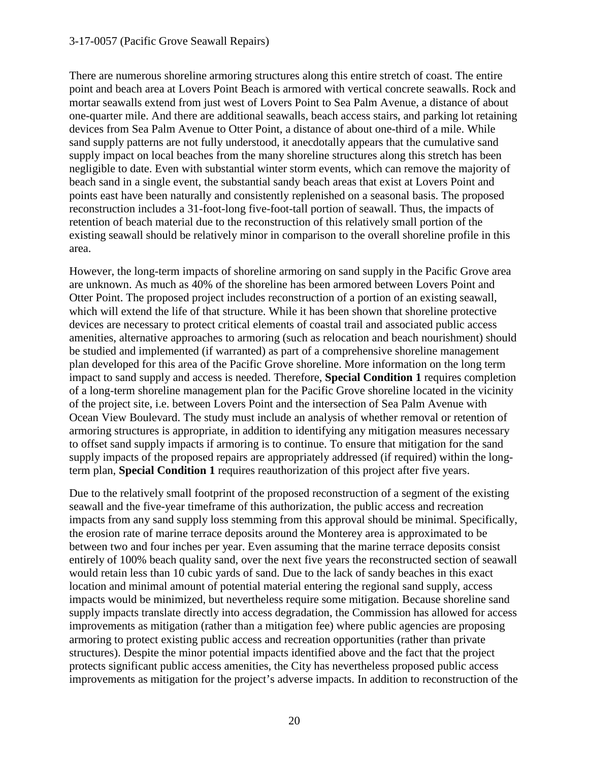There are numerous shoreline armoring structures along this entire stretch of coast. The entire point and beach area at Lovers Point Beach is armored with vertical concrete seawalls. Rock and mortar seawalls extend from just west of Lovers Point to Sea Palm Avenue, a distance of about one-quarter mile. And there are additional seawalls, beach access stairs, and parking lot retaining devices from Sea Palm Avenue to Otter Point, a distance of about one-third of a mile. While sand supply patterns are not fully understood, it anecdotally appears that the cumulative sand supply impact on local beaches from the many shoreline structures along this stretch has been negligible to date. Even with substantial winter storm events, which can remove the majority of beach sand in a single event, the substantial sandy beach areas that exist at Lovers Point and points east have been naturally and consistently replenished on a seasonal basis. The proposed reconstruction includes a 31-foot-long five-foot-tall portion of seawall. Thus, the impacts of retention of beach material due to the reconstruction of this relatively small portion of the existing seawall should be relatively minor in comparison to the overall shoreline profile in this area.

However, the long-term impacts of shoreline armoring on sand supply in the Pacific Grove area are unknown. As much as 40% of the shoreline has been armored between Lovers Point and Otter Point. The proposed project includes reconstruction of a portion of an existing seawall, which will extend the life of that structure. While it has been shown that shoreline protective devices are necessary to protect critical elements of coastal trail and associated public access amenities, alternative approaches to armoring (such as relocation and beach nourishment) should be studied and implemented (if warranted) as part of a comprehensive shoreline management plan developed for this area of the Pacific Grove shoreline. More information on the long term impact to sand supply and access is needed. Therefore, **Special Condition 1** requires completion of a long-term shoreline management plan for the Pacific Grove shoreline located in the vicinity of the project site, i.e. between Lovers Point and the intersection of Sea Palm Avenue with Ocean View Boulevard. The study must include an analysis of whether removal or retention of armoring structures is appropriate, in addition to identifying any mitigation measures necessary to offset sand supply impacts if armoring is to continue. To ensure that mitigation for the sand supply impacts of the proposed repairs are appropriately addressed (if required) within the long-term plan, **Special Condition 1** requires reauthorization of this project after five years.

Due to the relatively small footprint of the proposed reconstruction of a segment of the existing seawall and the five-year timeframe of this authorization, the public access and recreation impacts from any sand supply loss stemming from this approval should be minimal. Specifically, the erosion rate of marine terrace deposits around the Monterey area is approximated to be between two and four inches per year. Even assuming that the marine terrace deposits consist entirely of 100% beach quality sand, over the next five years the reconstructed section of seawall would retain less than 10 cubic yards of sand. Due to the lack of sandy beaches in this exact location and minimal amount of potential material entering the regional sand supply, access impacts would be minimized, but nevertheless require some mitigation. Because shoreline sand supply impacts translate directly into access degradation, the Commission has allowed for access improvements as mitigation (rather than a mitigation fee) where public agencies are proposing armoring to protect existing public access and recreation opportunities (rather than private structures). Despite the minor potential impacts identified above and the fact that the project protects significant public access amenities, the City has nevertheless proposed public access improvements as mitigation for the project's adverse impacts. In addition to reconstruction of the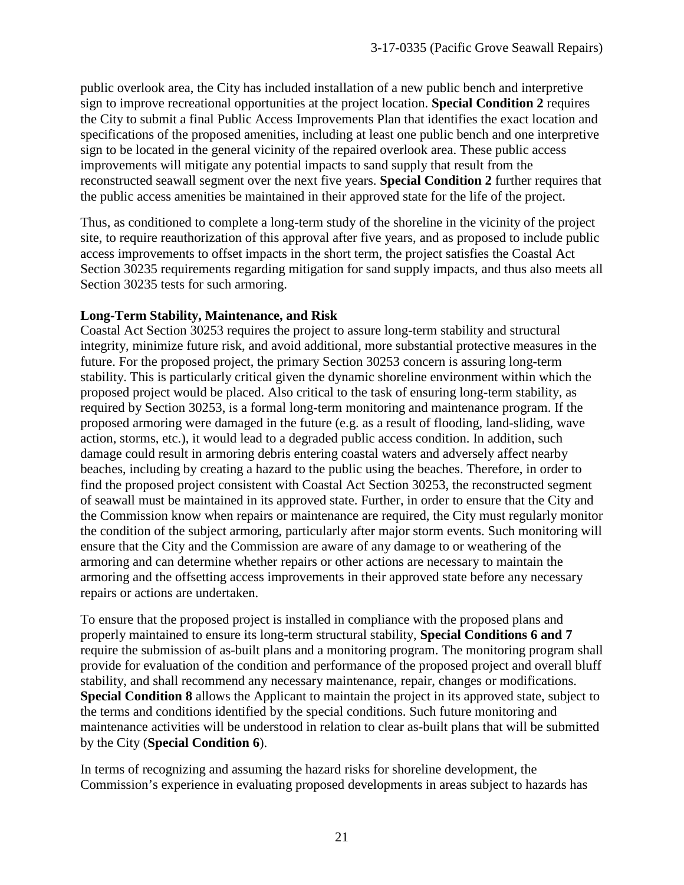public overlook area, the City has included installation of a new public bench and interpretive sign to improve recreational opportunities at the project location. **Special Condition 2** requires the City to submit a final Public Access Improvements Plan that identifies the exact location and specifications of the proposed amenities, including at least one public bench and one interpretive sign to be located in the general vicinity of the repaired overlook area. These public access improvements will mitigate any potential impacts to sand supply that result from the reconstructed seawall segment over the next five years. **Special Condition 2** further requires that the public access amenities be maintained in their approved state for the life of the project.

Thus, as conditioned to complete a long-term study of the shoreline in the vicinity of the project site, to require reauthorization of this approval after five years, and as proposed to include public access improvements to offset impacts in the short term, the project satisfies the Coastal Act Section 30235 requirements regarding mitigation for sand supply impacts, and thus also meets all Section 30235 tests for such armoring.

**Long-Term Stability, Maintenance, and Risk**

Coastal Act Section 30253 requires the project to assure long-term stability and structural integrity, minimize future risk, and avoid additional, more substantial protective measures in the future. For the proposed project, the primary Section 30253 concern is assuring long-term stability. This is particularly critical given the dynamic shoreline environment within which the proposed project would be placed. Also critical to the task of ensuring long-term stability, as required by Section 30253, is a formal long-term monitoring and maintenance program. If the proposed armoring were damaged in the future (e.g. as a result of flooding, land-sliding, wave action, storms, etc.), it would lead to a degraded public access condition. In addition, such damage could result in armoring debris entering coastal waters and adversely affect nearby beaches, including by creating a hazard to the public using the beaches. Therefore, in order to find the proposed project consistent with Coastal Act Section 30253, the reconstructed segment of seawall must be maintained in its approved state. Further, in order to ensure that the City and the Commission know when repairs or maintenance are required, the City must regularly monitor the condition of the subject armoring, particularly after major storm events. Such monitoring will ensure that the City and the Commission are aware of any damage to or weathering of the armoring and can determine whether repairs or other actions are necessary to maintain the armoring and the offsetting access improvements in their approved state before any necessary repairs or actions are undertaken.

To ensure that the proposed project is installed in compliance with the proposed plans and properly maintained to ensure its long-term structural stability, **Special Conditions 6 and 7** require the submission of as-built plans and a monitoring program. The monitoring program shall provide for evaluation of the condition and performance of the proposed project and overall bluff stability, and shall recommend any necessary maintenance, repair, changes or modifications. **Special Condition 8** allows the Applicant to maintain the project in its approved state, subject to the terms and conditions identified by the special conditions. Such future monitoring and maintenance activities will be understood in relation to clear as-built plans that will be submitted by the City (**Special Condition 6**).

In terms of recognizing and assuming the hazard risks for shoreline development, the Commission's experience in evaluating proposed developments in areas subject to hazards has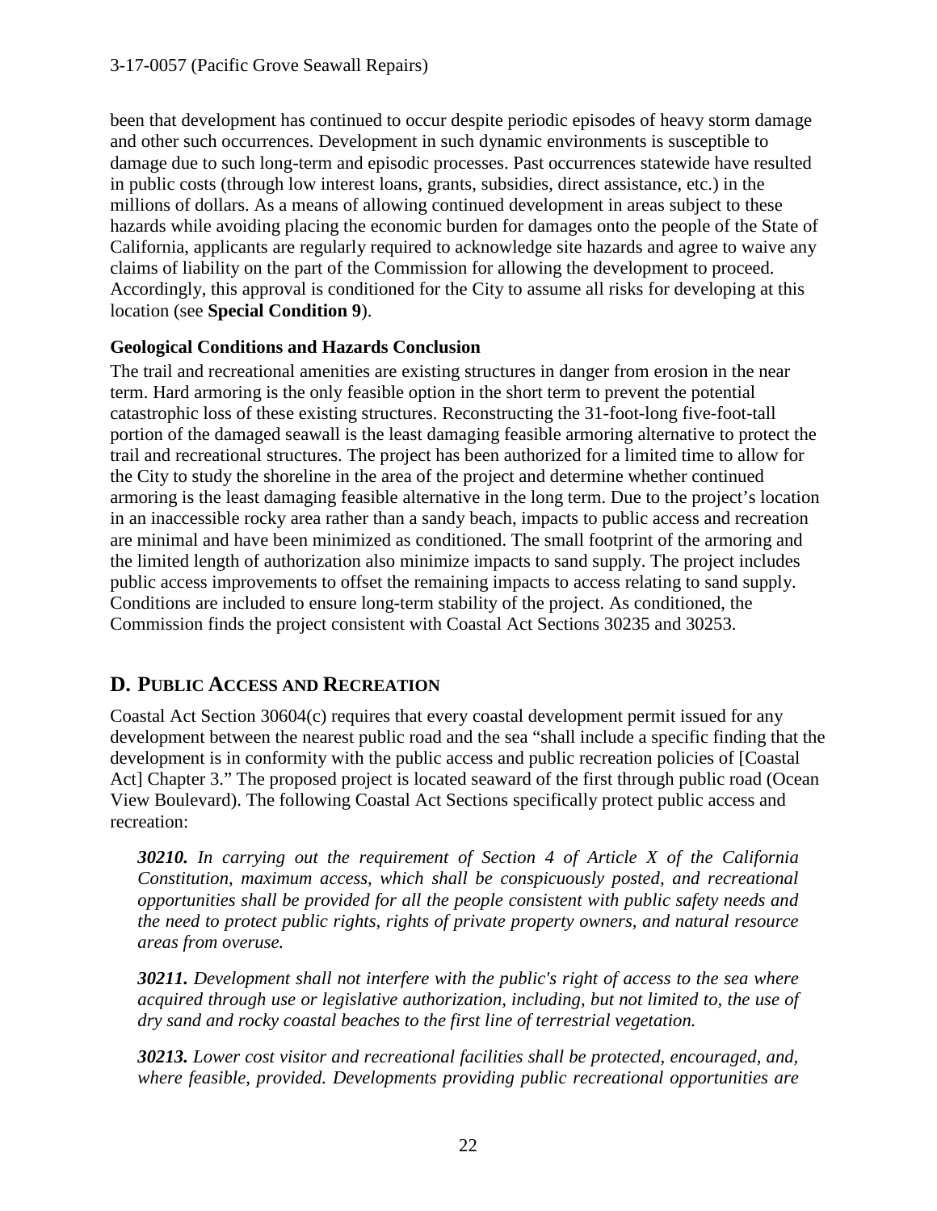been that development has continued to occur despite periodic episodes of heavy storm damage and other such occurrences. Development in such dynamic environments is susceptible to damage due to such long-term and episodic processes. Past occurrences statewide have resulted in public costs (through low interest loans, grants, subsidies, direct assistance, etc.) in the millions of dollars. As a means of allowing continued development in areas subject to these hazards while avoiding placing the economic burden for damages onto the people of the State of California, applicants are regularly required to acknowledge site hazards and agree to waive any claims of liability on the part of the Commission for allowing the development to proceed. Accordingly, this approval is conditioned for the City to assume all risks for developing at this location (see **Special Condition 9**).

**Geological Conditions and Hazards Conclusion**

The trail and recreational amenities are existing structures in danger from erosion in the near term. Hard armoring is the only feasible option in the short term to prevent the potential catastrophic loss of these existing structures. Reconstructing the 31-foot-long five-foot-tall portion of the damaged seawall is the least damaging feasible armoring alternative to protect the trail and recreational structures. The project has been authorized for a limited time to allow for the City to study the shoreline in the area of the project and determine whether continued armoring is the least damaging feasible alternative in the long term. Due to the project's location in an inaccessible rocky area rather than a sandy beach, impacts to public access and recreation are minimal and have been minimized as conditioned. The small footprint of the armoring and the limited length of authorization also minimize impacts to sand supply. The project includes public access improvements to offset the remaining impacts to access relating to sand supply. Conditions are included to ensure long-term stability of the project. As conditioned, the Commission finds the project consistent with Coastal Act Sections 30235 and 30253.

## D. PUBLIC ACCESS AND RECREATION

Coastal Act Section 30604(c) requires that every coastal development permit issued for any development between the nearest public road and the sea "shall include a specific finding that the development is in conformity with the public access and public recreation policies of [Coastal Act] Chapter 3." The proposed project is located seaward of the first through public road (Ocean View Boulevard). The following Coastal Act Sections specifically protect public access and recreation:

> ***30210.*** *In carrying out the requirement of Section 4 of Article X of the California Constitution, maximum access, which shall be conspicuously posted, and recreational opportunities shall be provided for all the people consistent with public safety needs and the need to protect public rights, rights of private property owners, and natural resource areas from overuse.*
>
> ***30211.*** *Development shall not interfere with the public's right of access to the sea where acquired through use or legislative authorization, including, but not limited to, the use of dry sand and rocky coastal beaches to the first line of terrestrial vegetation.*
>
> ***30213.*** *Lower cost visitor and recreational facilities shall be protected, encouraged, and, where feasible, provided. Developments providing public recreational opportunities are*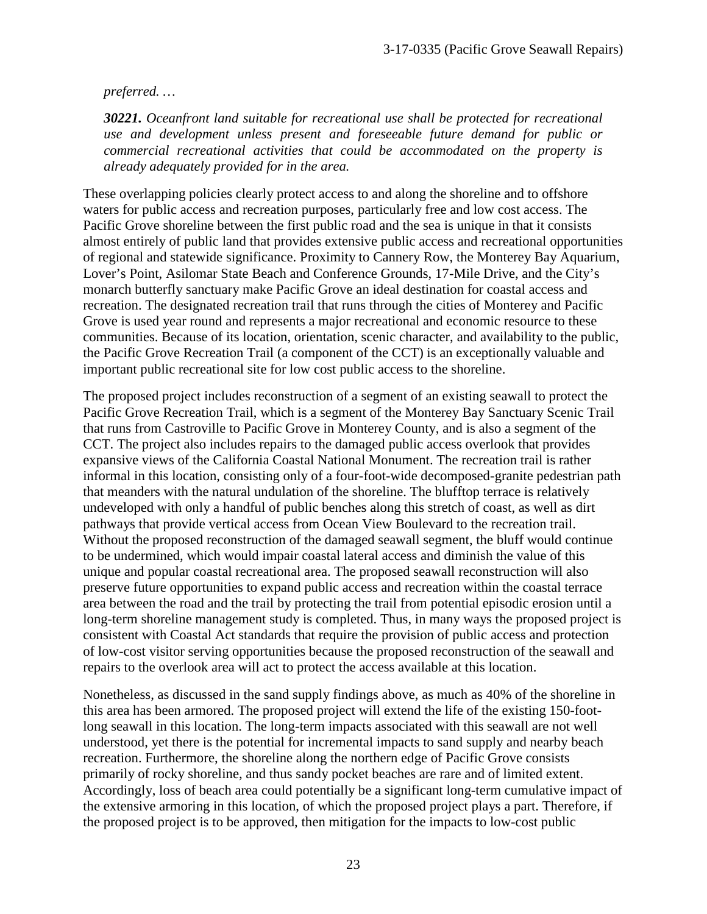*preferred. …*

***30221.*** *Oceanfront land suitable for recreational use shall be protected for recreational use and development unless present and foreseeable future demand for public or commercial recreational activities that could be accommodated on the property is already adequately provided for in the area.*

These overlapping policies clearly protect access to and along the shoreline and to offshore waters for public access and recreation purposes, particularly free and low cost access. The Pacific Grove shoreline between the first public road and the sea is unique in that it consists almost entirely of public land that provides extensive public access and recreational opportunities of regional and statewide significance. Proximity to Cannery Row, the Monterey Bay Aquarium, Lover's Point, Asilomar State Beach and Conference Grounds, 17-Mile Drive, and the City's monarch butterfly sanctuary make Pacific Grove an ideal destination for coastal access and recreation. The designated recreation trail that runs through the cities of Monterey and Pacific Grove is used year round and represents a major recreational and economic resource to these communities. Because of its location, orientation, scenic character, and availability to the public, the Pacific Grove Recreation Trail (a component of the CCT) is an exceptionally valuable and important public recreational site for low cost public access to the shoreline.

The proposed project includes reconstruction of a segment of an existing seawall to protect the Pacific Grove Recreation Trail, which is a segment of the Monterey Bay Sanctuary Scenic Trail that runs from Castroville to Pacific Grove in Monterey County, and is also a segment of the CCT. The project also includes repairs to the damaged public access overlook that provides expansive views of the California Coastal National Monument. The recreation trail is rather informal in this location, consisting only of a four-foot-wide decomposed-granite pedestrian path that meanders with the natural undulation of the shoreline. The blufftop terrace is relatively undeveloped with only a handful of public benches along this stretch of coast, as well as dirt pathways that provide vertical access from Ocean View Boulevard to the recreation trail. Without the proposed reconstruction of the damaged seawall segment, the bluff would continue to be undermined, which would impair coastal lateral access and diminish the value of this unique and popular coastal recreational area. The proposed seawall reconstruction will also preserve future opportunities to expand public access and recreation within the coastal terrace area between the road and the trail by protecting the trail from potential episodic erosion until a long-term shoreline management study is completed. Thus, in many ways the proposed project is consistent with Coastal Act standards that require the provision of public access and protection of low-cost visitor serving opportunities because the proposed reconstruction of the seawall and repairs to the overlook area will act to protect the access available at this location.

Nonetheless, as discussed in the sand supply findings above, as much as 40% of the shoreline in this area has been armored. The proposed project will extend the life of the existing 150-foot-long seawall in this location. The long-term impacts associated with this seawall are not well understood, yet there is the potential for incremental impacts to sand supply and nearby beach recreation. Furthermore, the shoreline along the northern edge of Pacific Grove consists primarily of rocky shoreline, and thus sandy pocket beaches are rare and of limited extent. Accordingly, loss of beach area could potentially be a significant long-term cumulative impact of the extensive armoring in this location, of which the proposed project plays a part. Therefore, if the proposed project is to be approved, then mitigation for the impacts to low-cost public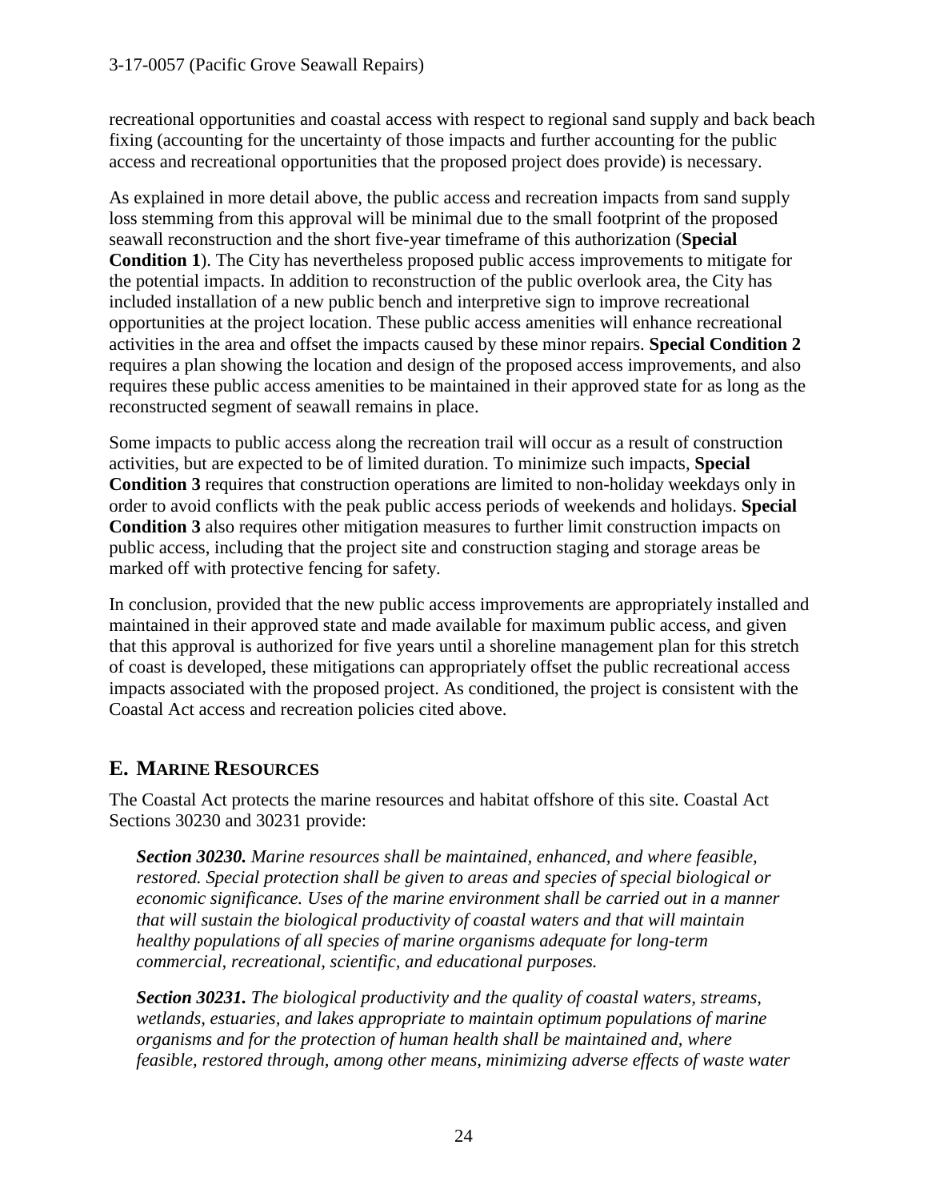recreational opportunities and coastal access with respect to regional sand supply and back beach fixing (accounting for the uncertainty of those impacts and further accounting for the public access and recreational opportunities that the proposed project does provide) is necessary.

As explained in more detail above, the public access and recreation impacts from sand supply loss stemming from this approval will be minimal due to the small footprint of the proposed seawall reconstruction and the short five-year timeframe of this authorization (**Special Condition 1**). The City has nevertheless proposed public access improvements to mitigate for the potential impacts. In addition to reconstruction of the public overlook area, the City has included installation of a new public bench and interpretive sign to improve recreational opportunities at the project location. These public access amenities will enhance recreational activities in the area and offset the impacts caused by these minor repairs. **Special Condition 2** requires a plan showing the location and design of the proposed access improvements, and also requires these public access amenities to be maintained in their approved state for as long as the reconstructed segment of seawall remains in place.

Some impacts to public access along the recreation trail will occur as a result of construction activities, but are expected to be of limited duration. To minimize such impacts, **Special Condition 3** requires that construction operations are limited to non-holiday weekdays only in order to avoid conflicts with the peak public access periods of weekends and holidays. **Special Condition 3** also requires other mitigation measures to further limit construction impacts on public access, including that the project site and construction staging and storage areas be marked off with protective fencing for safety.

In conclusion, provided that the new public access improvements are appropriately installed and maintained in their approved state and made available for maximum public access, and given that this approval is authorized for five years until a shoreline management plan for this stretch of coast is developed, these mitigations can appropriately offset the public recreational access impacts associated with the proposed project. As conditioned, the project is consistent with the Coastal Act access and recreation policies cited above.

## E. Marine Resources

The Coastal Act protects the marine resources and habitat offshore of this site. Coastal Act Sections 30230 and 30231 provide:

> ***Section 30230.*** *Marine resources shall be maintained, enhanced, and where feasible, restored. Special protection shall be given to areas and species of special biological or economic significance. Uses of the marine environment shall be carried out in a manner that will sustain the biological productivity of coastal waters and that will maintain healthy populations of all species of marine organisms adequate for long-term commercial, recreational, scientific, and educational purposes.*
>
> ***Section 30231.*** *The biological productivity and the quality of coastal waters, streams, wetlands, estuaries, and lakes appropriate to maintain optimum populations of marine organisms and for the protection of human health shall be maintained and, where feasible, restored through, among other means, minimizing adverse effects of waste water*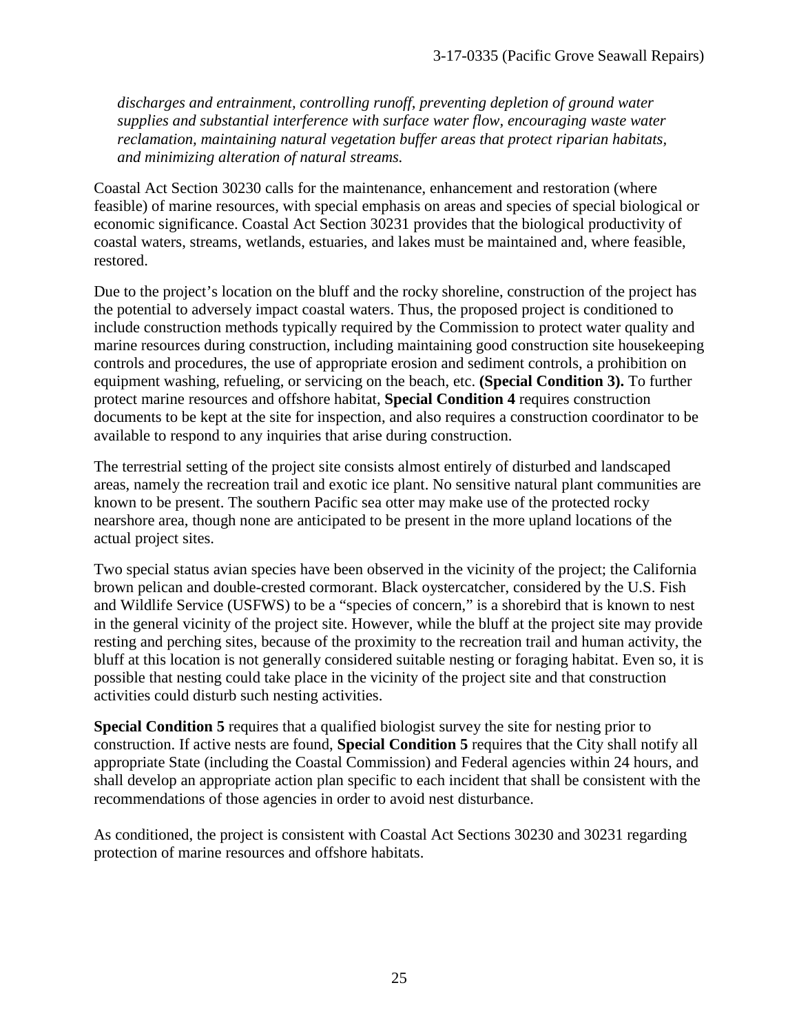*discharges and entrainment, controlling runoff, preventing depletion of ground water supplies and substantial interference with surface water flow, encouraging waste water reclamation, maintaining natural vegetation buffer areas that protect riparian habitats, and minimizing alteration of natural streams.*

Coastal Act Section 30230 calls for the maintenance, enhancement and restoration (where feasible) of marine resources, with special emphasis on areas and species of special biological or economic significance. Coastal Act Section 30231 provides that the biological productivity of coastal waters, streams, wetlands, estuaries, and lakes must be maintained and, where feasible, restored.

Due to the project's location on the bluff and the rocky shoreline, construction of the project has the potential to adversely impact coastal waters. Thus, the proposed project is conditioned to include construction methods typically required by the Commission to protect water quality and marine resources during construction, including maintaining good construction site housekeeping controls and procedures, the use of appropriate erosion and sediment controls, a prohibition on equipment washing, refueling, or servicing on the beach, etc. **(Special Condition 3).** To further protect marine resources and offshore habitat, **Special Condition 4** requires construction documents to be kept at the site for inspection, and also requires a construction coordinator to be available to respond to any inquiries that arise during construction.

The terrestrial setting of the project site consists almost entirely of disturbed and landscaped areas, namely the recreation trail and exotic ice plant. No sensitive natural plant communities are known to be present. The southern Pacific sea otter may make use of the protected rocky nearshore area, though none are anticipated to be present in the more upland locations of the actual project sites.

Two special status avian species have been observed in the vicinity of the project; the California brown pelican and double-crested cormorant. Black oystercatcher, considered by the U.S. Fish and Wildlife Service (USFWS) to be a "species of concern," is a shorebird that is known to nest in the general vicinity of the project site. However, while the bluff at the project site may provide resting and perching sites, because of the proximity to the recreation trail and human activity, the bluff at this location is not generally considered suitable nesting or foraging habitat. Even so, it is possible that nesting could take place in the vicinity of the project site and that construction activities could disturb such nesting activities.

**Special Condition 5** requires that a qualified biologist survey the site for nesting prior to construction. If active nests are found, **Special Condition 5** requires that the City shall notify all appropriate State (including the Coastal Commission) and Federal agencies within 24 hours, and shall develop an appropriate action plan specific to each incident that shall be consistent with the recommendations of those agencies in order to avoid nest disturbance.

As conditioned, the project is consistent with Coastal Act Sections 30230 and 30231 regarding protection of marine resources and offshore habitats.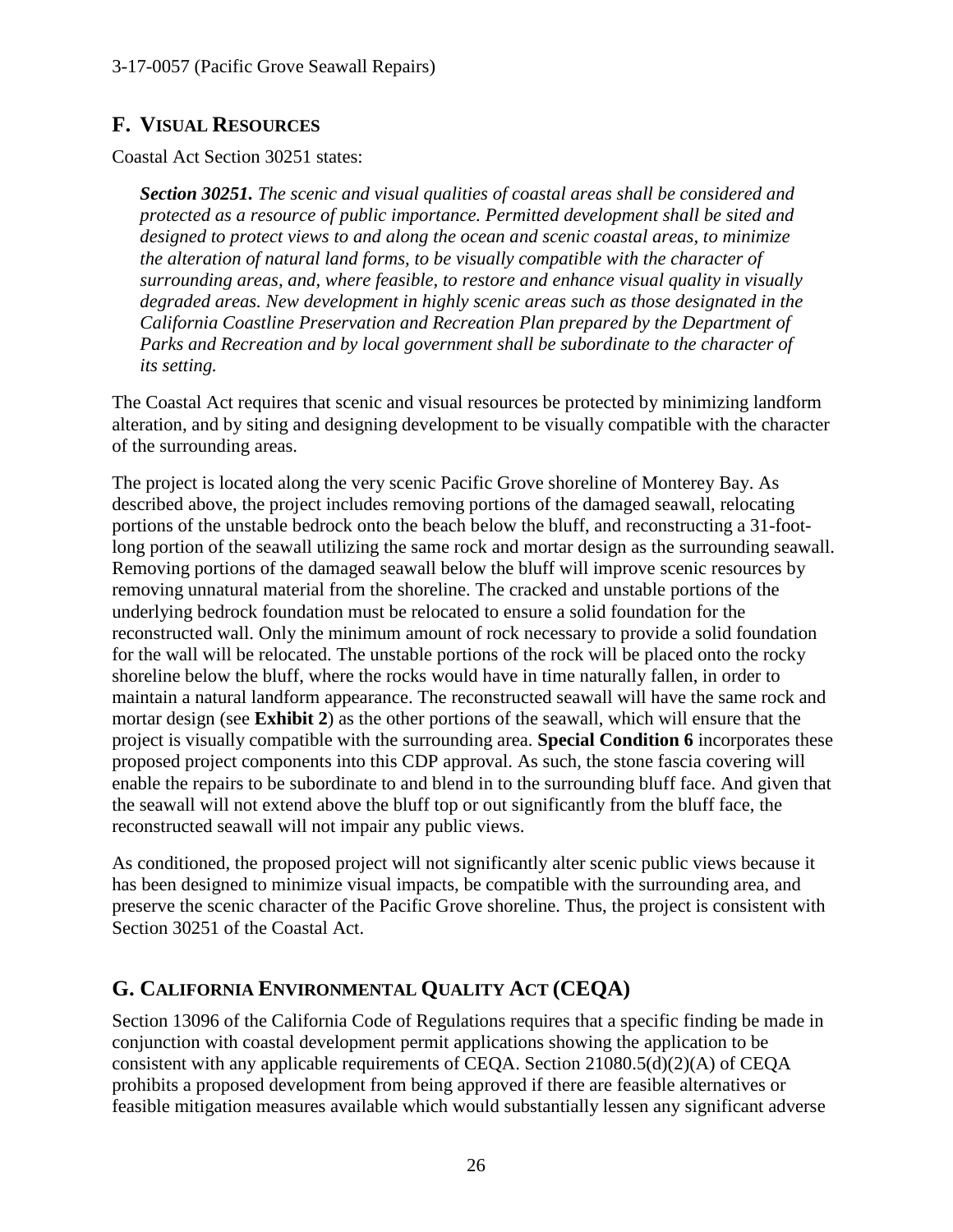## F. VISUAL RESOURCES

Coastal Act Section 30251 states:

> ***Section 30251.*** *The scenic and visual qualities of coastal areas shall be considered and protected as a resource of public importance. Permitted development shall be sited and designed to protect views to and along the ocean and scenic coastal areas, to minimize the alteration of natural land forms, to be visually compatible with the character of surrounding areas, and, where feasible, to restore and enhance visual quality in visually degraded areas. New development in highly scenic areas such as those designated in the California Coastline Preservation and Recreation Plan prepared by the Department of Parks and Recreation and by local government shall be subordinate to the character of its setting.*

The Coastal Act requires that scenic and visual resources be protected by minimizing landform alteration, and by siting and designing development to be visually compatible with the character of the surrounding areas.

The project is located along the very scenic Pacific Grove shoreline of Monterey Bay. As described above, the project includes removing portions of the damaged seawall, relocating portions of the unstable bedrock onto the beach below the bluff, and reconstructing a 31-foot-long portion of the seawall utilizing the same rock and mortar design as the surrounding seawall. Removing portions of the damaged seawall below the bluff will improve scenic resources by removing unnatural material from the shoreline. The cracked and unstable portions of the underlying bedrock foundation must be relocated to ensure a solid foundation for the reconstructed wall. Only the minimum amount of rock necessary to provide a solid foundation for the wall will be relocated. The unstable portions of the rock will be placed onto the rocky shoreline below the bluff, where the rocks would have in time naturally fallen, in order to maintain a natural landform appearance. The reconstructed seawall will have the same rock and mortar design (see **Exhibit 2**) as the other portions of the seawall, which will ensure that the project is visually compatible with the surrounding area. **Special Condition 6** incorporates these proposed project components into this CDP approval. As such, the stone fascia covering will enable the repairs to be subordinate to and blend in to the surrounding bluff face. And given that the seawall will not extend above the bluff top or out significantly from the bluff face, the reconstructed seawall will not impair any public views.

As conditioned, the proposed project will not significantly alter scenic public views because it has been designed to minimize visual impacts, be compatible with the surrounding area, and preserve the scenic character of the Pacific Grove shoreline. Thus, the project is consistent with Section 30251 of the Coastal Act.

## G. CALIFORNIA ENVIRONMENTAL QUALITY ACT (CEQA)

Section 13096 of the California Code of Regulations requires that a specific finding be made in conjunction with coastal development permit applications showing the application to be consistent with any applicable requirements of CEQA. Section 21080.5(d)(2)(A) of CEQA prohibits a proposed development from being approved if there are feasible alternatives or feasible mitigation measures available which would substantially lessen any significant adverse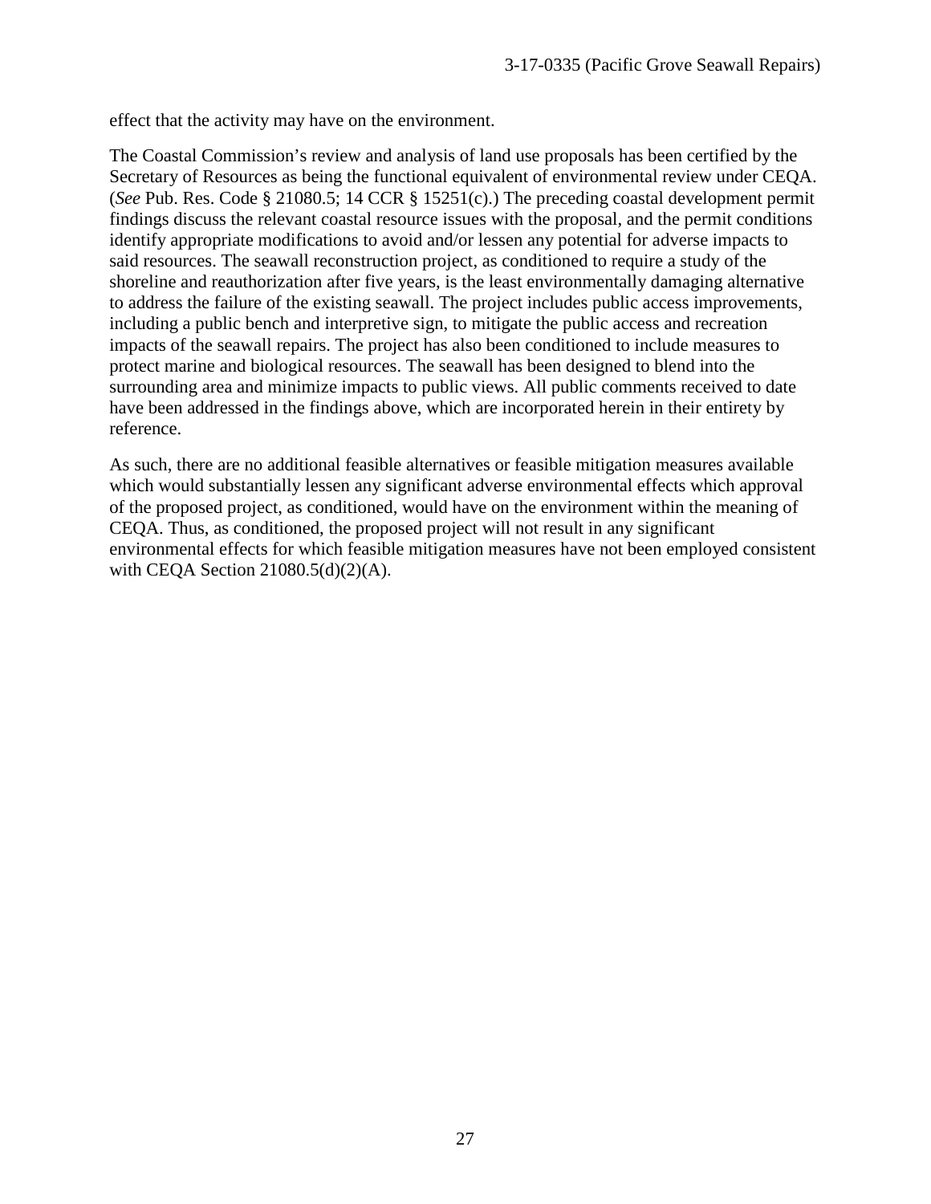effect that the activity may have on the environment.

The Coastal Commission's review and analysis of land use proposals has been certified by the Secretary of Resources as being the functional equivalent of environmental review under CEQA. (*See* Pub. Res. Code § 21080.5; 14 CCR § 15251(c).) The preceding coastal development permit findings discuss the relevant coastal resource issues with the proposal, and the permit conditions identify appropriate modifications to avoid and/or lessen any potential for adverse impacts to said resources. The seawall reconstruction project, as conditioned to require a study of the shoreline and reauthorization after five years, is the least environmentally damaging alternative to address the failure of the existing seawall. The project includes public access improvements, including a public bench and interpretive sign, to mitigate the public access and recreation impacts of the seawall repairs. The project has also been conditioned to include measures to protect marine and biological resources. The seawall has been designed to blend into the surrounding area and minimize impacts to public views. All public comments received to date have been addressed in the findings above, which are incorporated herein in their entirety by reference.

As such, there are no additional feasible alternatives or feasible mitigation measures available which would substantially lessen any significant adverse environmental effects which approval of the proposed project, as conditioned, would have on the environment within the meaning of CEQA. Thus, as conditioned, the proposed project will not result in any significant environmental effects for which feasible mitigation measures have not been employed consistent with CEQA Section 21080.5(d)(2)(A).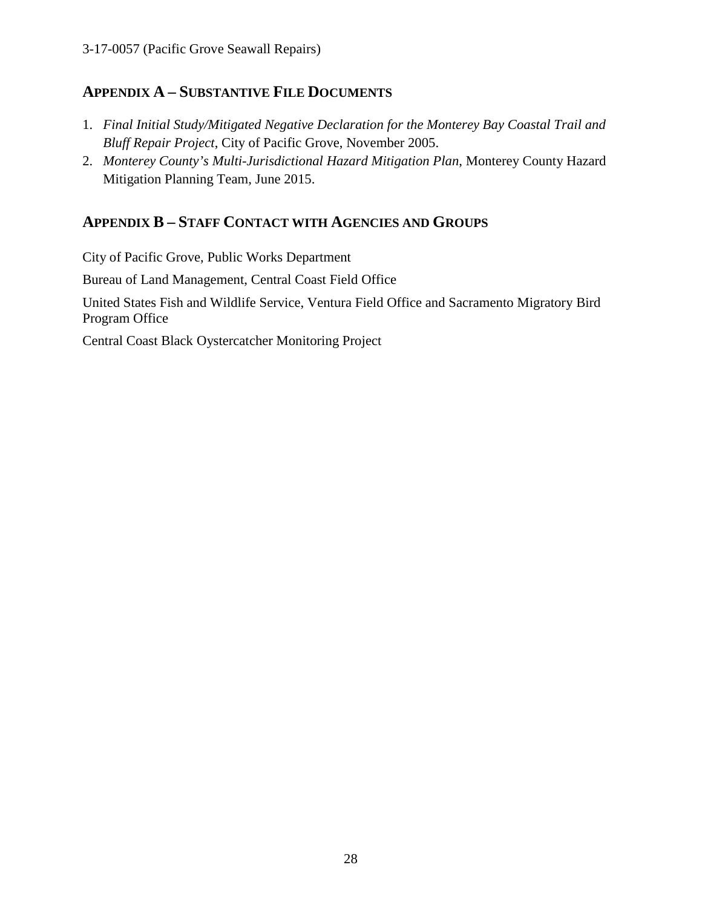## Appendix A – Substantive File Documents

1. *Final Initial Study/Mitigated Negative Declaration for the Monterey Bay Coastal Trail and Bluff Repair Project*, City of Pacific Grove, November 2005.
2. *Monterey County's Multi-Jurisdictional Hazard Mitigation Plan*, Monterey County Hazard Mitigation Planning Team, June 2015.

## Appendix B – Staff Contact with Agencies and Groups

City of Pacific Grove, Public Works Department

Bureau of Land Management, Central Coast Field Office

United States Fish and Wildlife Service, Ventura Field Office and Sacramento Migratory Bird Program Office

Central Coast Black Oystercatcher Monitoring Project